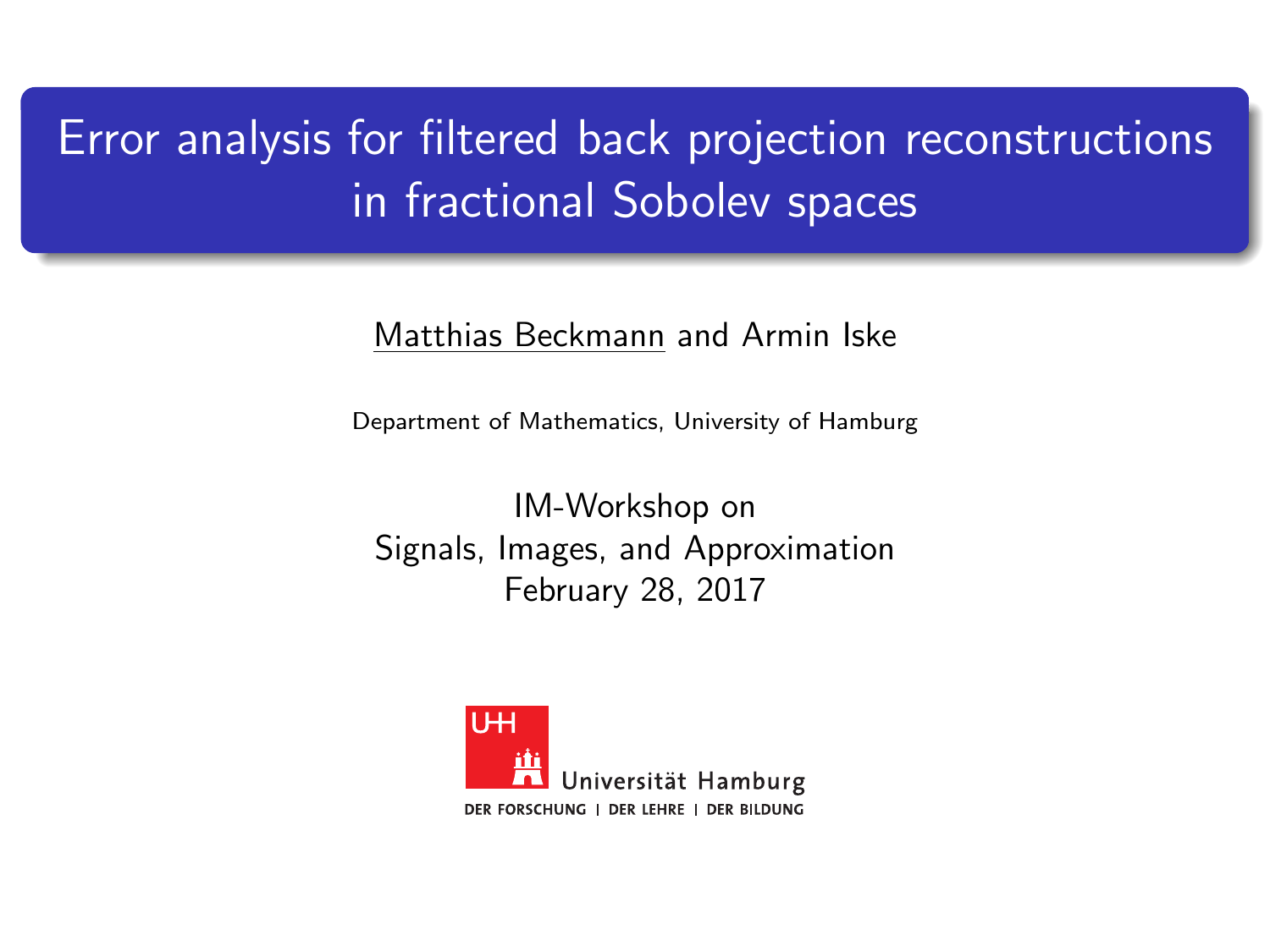# Error analysis for filtered back projection reconstructions in fractional Sobolev spaces

Matthias Beckmann and Armin Iske

Department of Mathematics, University of Hamburg

IM-Workshop on
Signals, Images, and Approximation
February 28, 2017

Universität Hamburg

DER FORSCHUNG | DER LEHRE | DER BILDUNG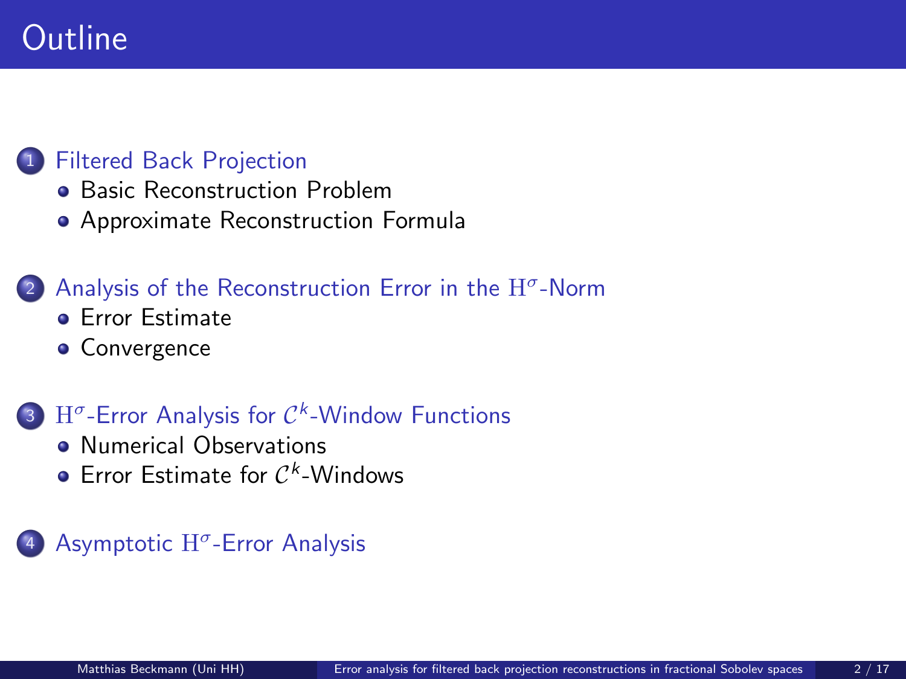# Outline

1. Filtered Back Projection
   - Basic Reconstruction Problem
   - Approximate Reconstruction Formula

2. Analysis of the Reconstruction Error in the $\mathrm{H}^\sigma$-Norm
   - Error Estimate
   - Convergence

3. $\mathrm{H}^\sigma$-Error Analysis for $\mathcal{C}^k$-Window Functions
   - Numerical Observations
   - Error Estimate for $\mathcal{C}^k$-Windows

4. Asymptotic $\mathrm{H}^\sigma$-Error Analysis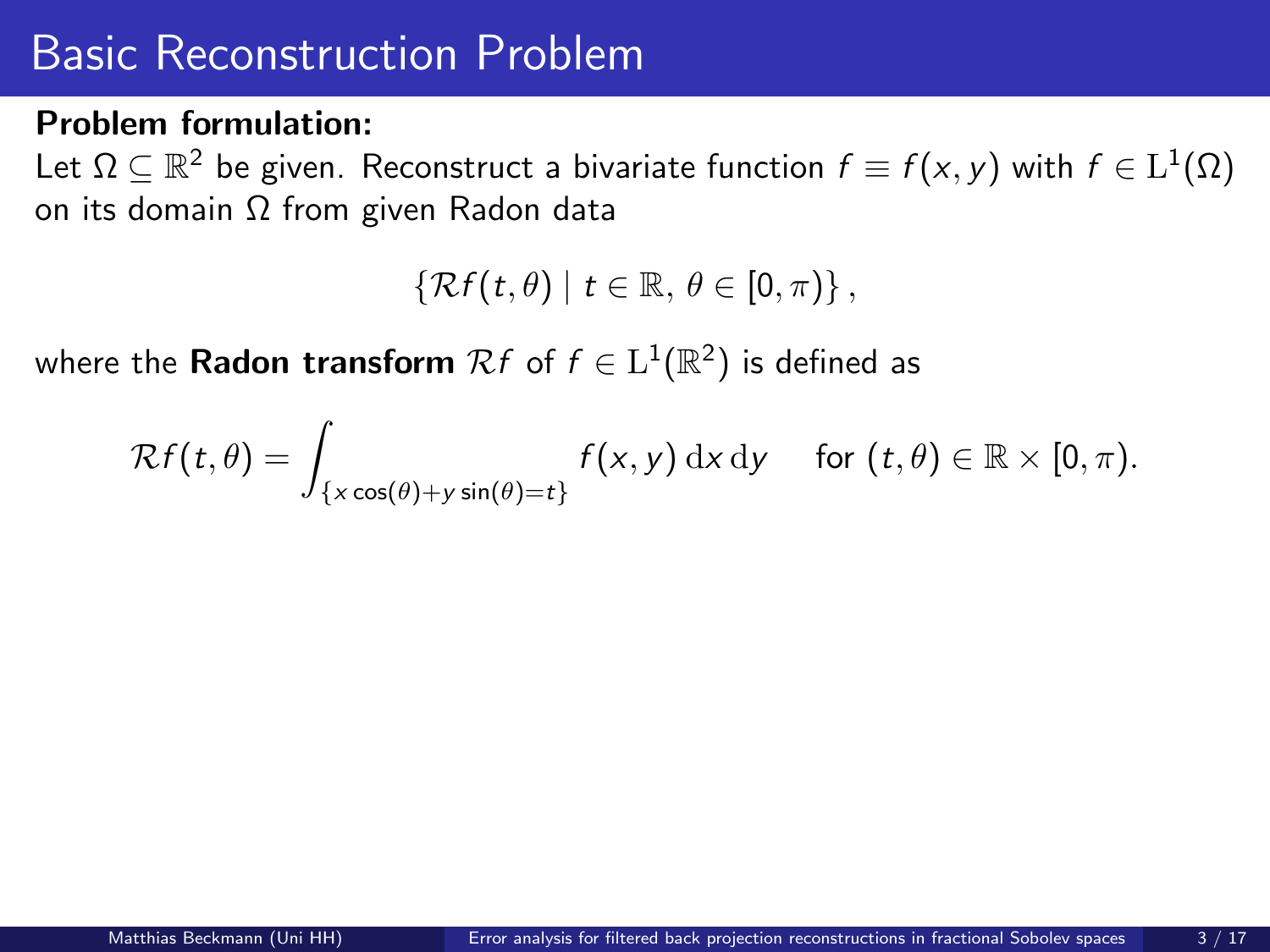# Basic Reconstruction Problem

**Problem formulation:**

Let $\Omega \subseteq \mathbb{R}^2$ be given. Reconstruct a bivariate function $f \equiv f(x,y)$ with $f \in \mathrm{L}^1(\Omega)$ on its domain $\Omega$ from given Radon data

$$\left\{ \mathcal{R}f(t,\theta) \mid t \in \mathbb{R},\, \theta \in [0,\pi) \right\},$$

where the **Radon transform** $\mathcal{R}f$ of $f \in \mathrm{L}^1(\mathbb{R}^2)$ is defined as

$$\mathcal{R}f(t,\theta) = \int_{\{x\cos(\theta) + y\sin(\theta) = t\}} f(x,y) \,\mathrm{d}x\,\mathrm{d}y \quad \text{ for } (t,\theta) \in \mathbb{R} \times [0,\pi).$$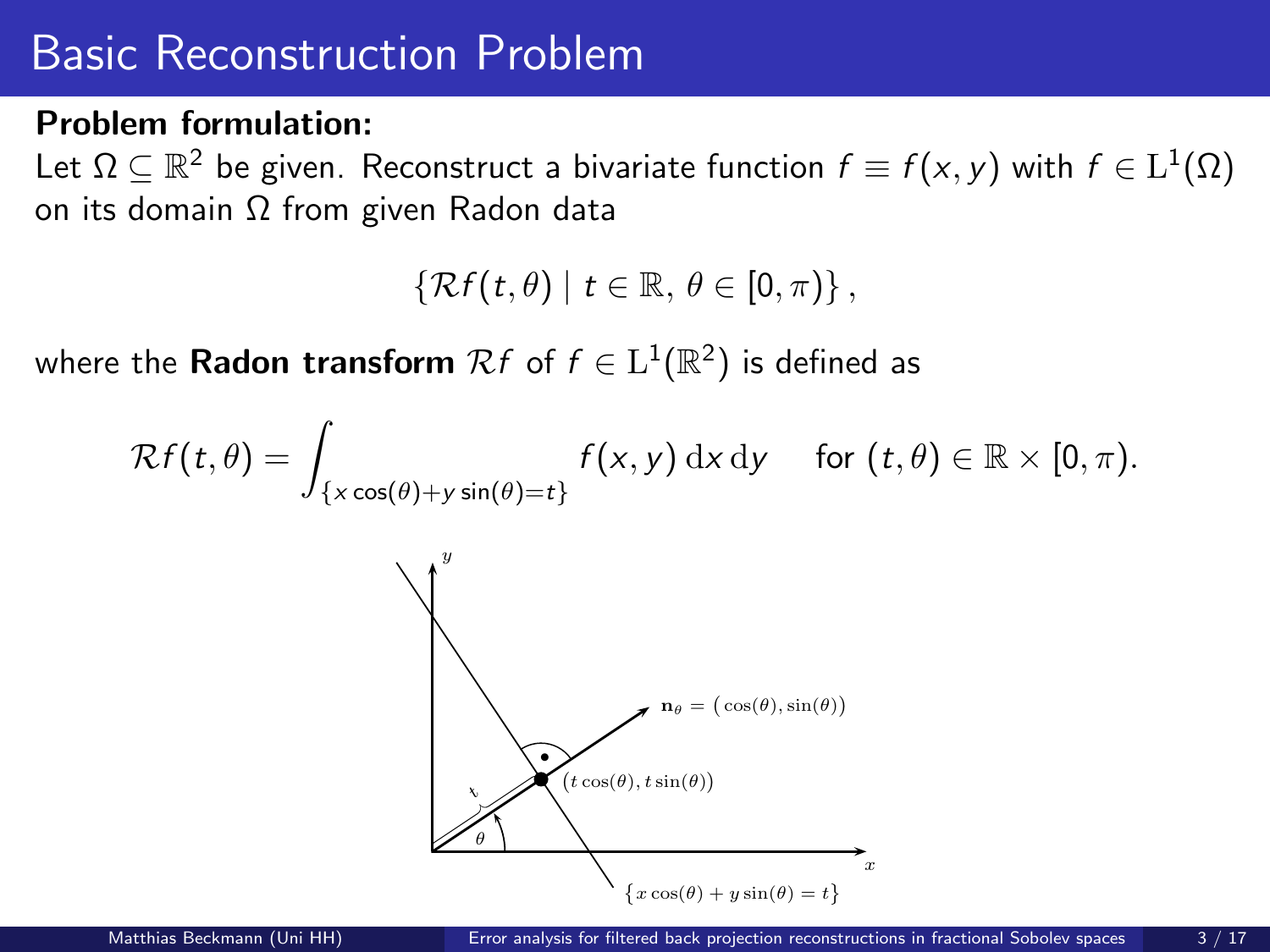# Basic Reconstruction Problem

**Problem formulation:**

Let $\Omega \subseteq \mathbb{R}^2$ be given. Reconstruct a bivariate function $f \equiv f(x,y)$ with $f \in \mathrm{L}^1(\Omega)$ on its domain $\Omega$ from given Radon data

$$\{\mathcal{R}f(t,\theta) \mid t \in \mathbb{R},\, \theta \in [0,\pi)\},$$

where the **Radon transform** $\mathcal{R}f$ of $f \in \mathrm{L}^1(\mathbb{R}^2)$ is defined as

$$\mathcal{R}f(t,\theta) = \int_{\{x\cos(\theta)+y\sin(\theta)=t\}} f(x,y)\,\mathrm{d}x\,\mathrm{d}y \quad \text{for } (t,\theta) \in \mathbb{R} \times [0,\pi).$$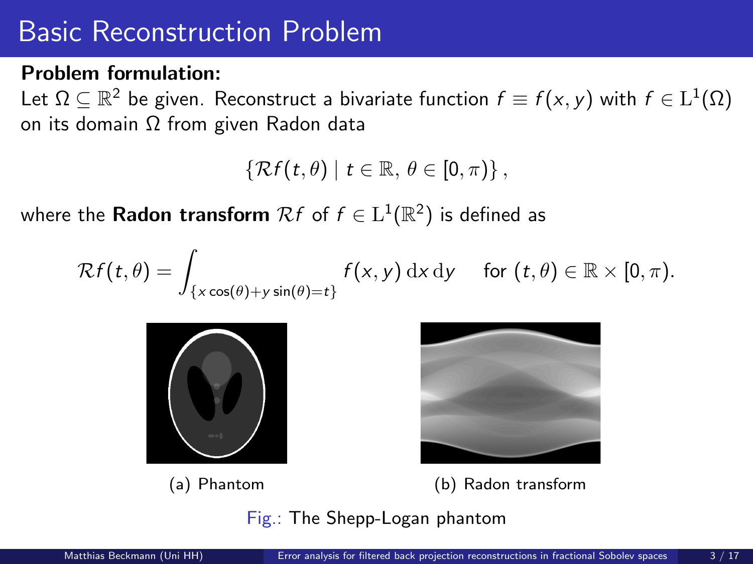# Basic Reconstruction Problem

**Problem formulation:**

Let $\Omega \subseteq \mathbb{R}^2$ be given. Reconstruct a bivariate function $f \equiv f(x, y)$ with $f \in \mathrm{L}^1(\Omega)$ on its domain $\Omega$ from given Radon data

$$\{\mathcal{R}f(t, \theta) \mid t \in \mathbb{R},\, \theta \in [0, \pi)\},$$

where the **Radon transform** $\mathcal{R}f$ of $f \in \mathrm{L}^1(\mathbb{R}^2)$ is defined as

$$\mathcal{R}f(t, \theta) = \int_{\{x \cos(\theta) + y \sin(\theta) = t\}} f(x, y) \, \mathrm{d}x \, \mathrm{d}y \quad \text{for } (t, \theta) \in \mathbb{R} \times [0, \pi).$$

(a) Phantom

(b) Radon transform

Fig.: The Shepp-Logan phantom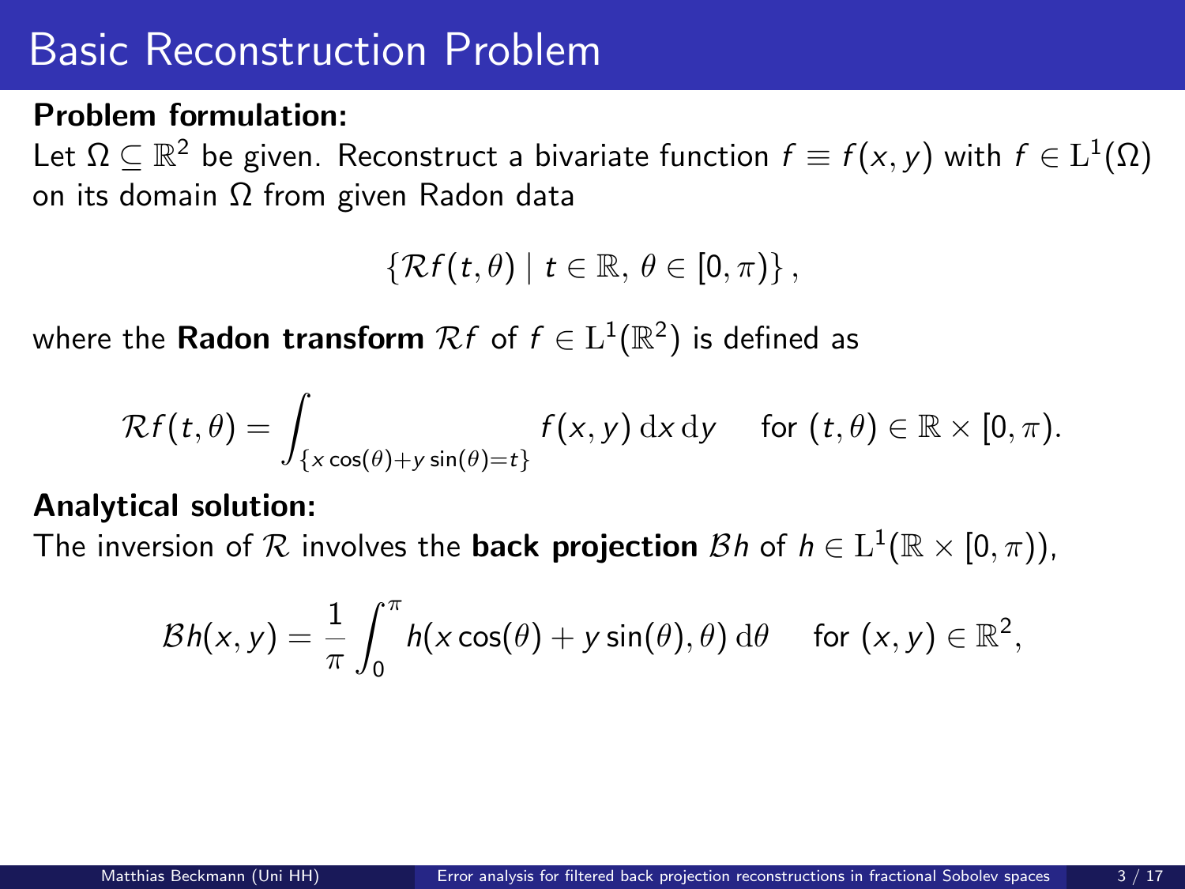# Basic Reconstruction Problem

**Problem formulation:**

Let $\Omega \subseteq \mathbb{R}^2$ be given. Reconstruct a bivariate function $f \equiv f(x,y)$ with $f \in \mathrm{L}^1(\Omega)$ on its domain $\Omega$ from given Radon data

$$\{\mathcal{R}f(t,\theta) \mid t \in \mathbb{R},\, \theta \in [0,\pi)\},$$

where the **Radon transform** $\mathcal{R}f$ of $f \in \mathrm{L}^1(\mathbb{R}^2)$ is defined as

$$\mathcal{R}f(t,\theta) = \int_{\{x\cos(\theta)+y\sin(\theta)=t\}} f(x,y)\,\mathrm{d}x\,\mathrm{d}y \quad \text{for } (t,\theta) \in \mathbb{R} \times [0,\pi).$$

**Analytical solution:**

The inversion of $\mathcal{R}$ involves the **back projection** $\mathcal{B}h$ of $h \in \mathrm{L}^1(\mathbb{R} \times [0,\pi))$,

$$\mathcal{B}h(x,y) = \frac{1}{\pi}\int_0^\pi h(x\cos(\theta)+y\sin(\theta),\theta)\,\mathrm{d}\theta \quad \text{for } (x,y) \in \mathbb{R}^2,$$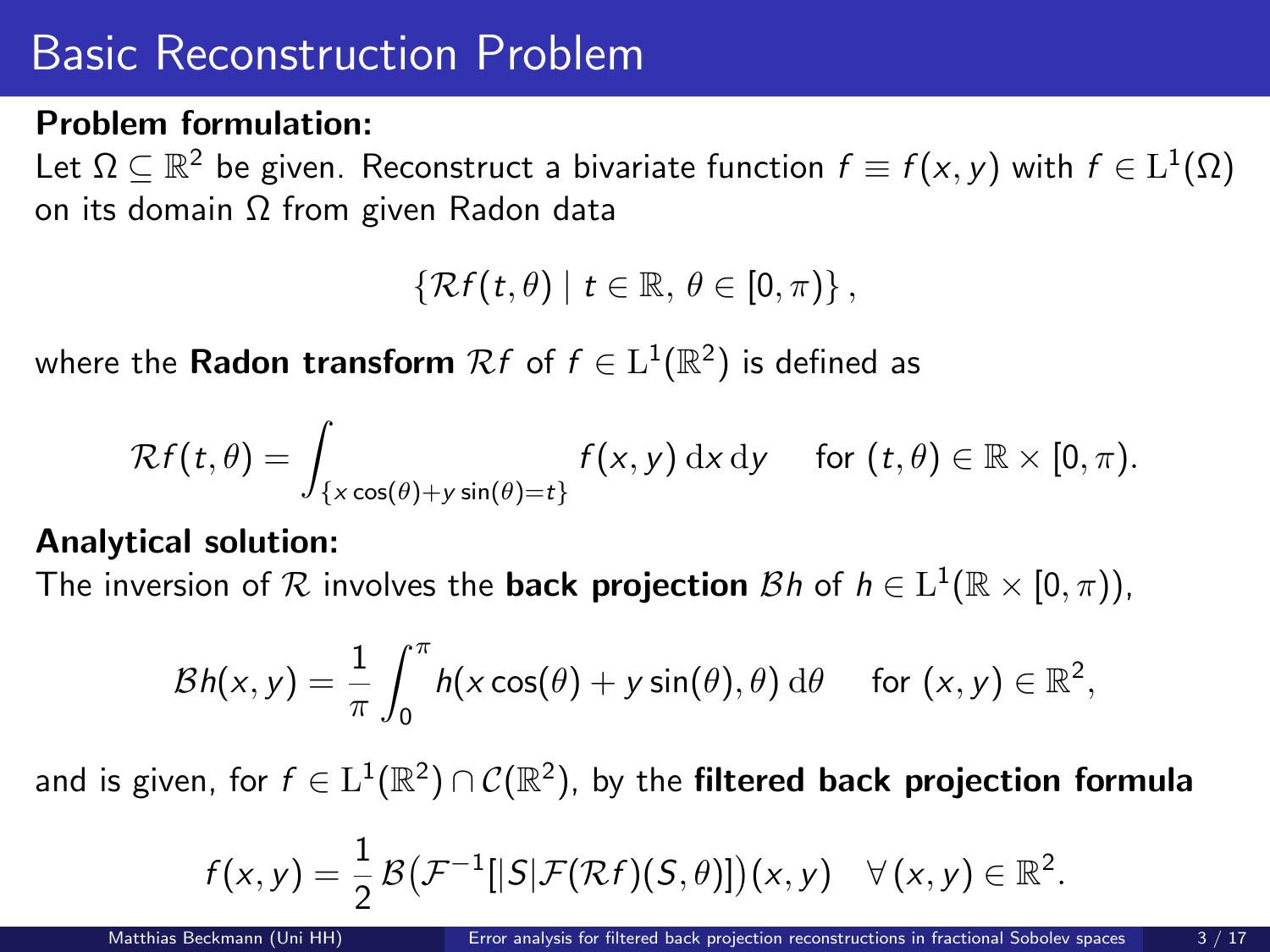# Basic Reconstruction Problem

**Problem formulation:**
Let $\Omega \subseteq \mathbb{R}^2$ be given. Reconstruct a bivariate function $f \equiv f(x, y)$ with $f \in \mathrm{L}^1(\Omega)$ on its domain $\Omega$ from given Radon data

$$\{\mathcal{R}f(t, \theta) \mid t \in \mathbb{R}, \, \theta \in [0, \pi)\},$$

where the **Radon transform** $\mathcal{R}f$ of $f \in \mathrm{L}^1(\mathbb{R}^2)$ is defined as

$$\mathcal{R}f(t, \theta) = \int_{\{x\cos(\theta) + y\sin(\theta) = t\}} f(x, y) \, \mathrm{d}x \, \mathrm{d}y \quad \text{for } (t, \theta) \in \mathbb{R} \times [0, \pi).$$

**Analytical solution:**
The inversion of $\mathcal{R}$ involves the **back projection** $\mathcal{B}h$ of $h \in \mathrm{L}^1(\mathbb{R} \times [0, \pi))$,

$$\mathcal{B}h(x, y) = \frac{1}{\pi} \int_0^\pi h(x\cos(\theta) + y\sin(\theta), \theta) \, \mathrm{d}\theta \quad \text{for } (x, y) \in \mathbb{R}^2,$$

and is given, for $f \in \mathrm{L}^1(\mathbb{R}^2) \cap \mathcal{C}(\mathbb{R}^2)$, by the **filtered back projection formula**

$$f(x, y) = \frac{1}{2} \, \mathcal{B}\big(\mathcal{F}^{-1}[|S| \mathcal{F}(\mathcal{R}f)(S, \theta)]\big)(x, y) \quad \forall \, (x, y) \in \mathbb{R}^2.$$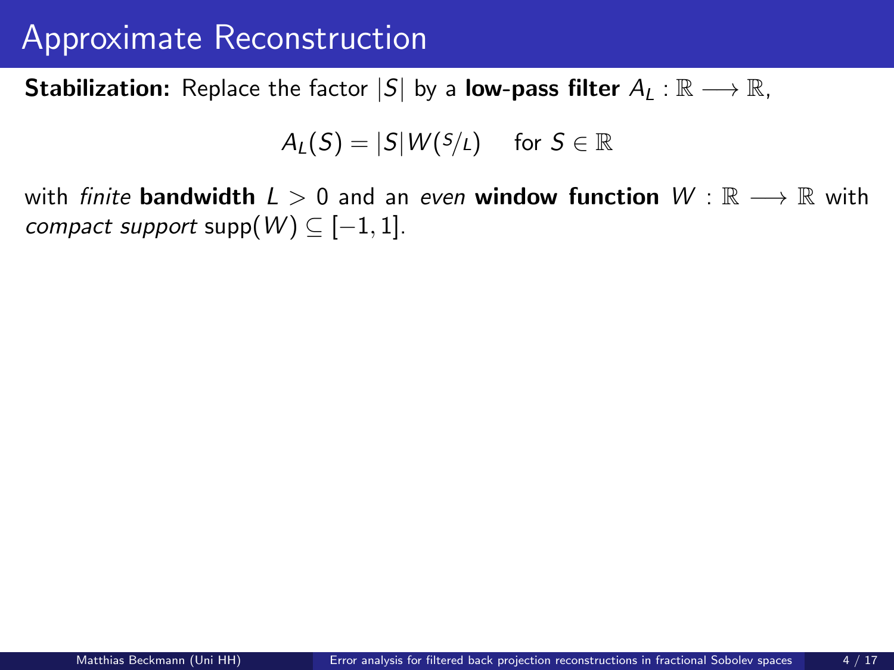# Approximate Reconstruction

**Stabilization:** Replace the factor $|S|$ by a **low-pass filter** $A_L : \mathbb{R} \longrightarrow \mathbb{R}$,

$$A_L(S) = |S| W(S/L) \quad \text{for } S \in \mathbb{R}$$

with *finite* **bandwidth** $L > 0$ and an *even* **window function** $W : \mathbb{R} \longrightarrow \mathbb{R}$ with *compact support* $\operatorname{supp}(W) \subseteq [-1, 1]$.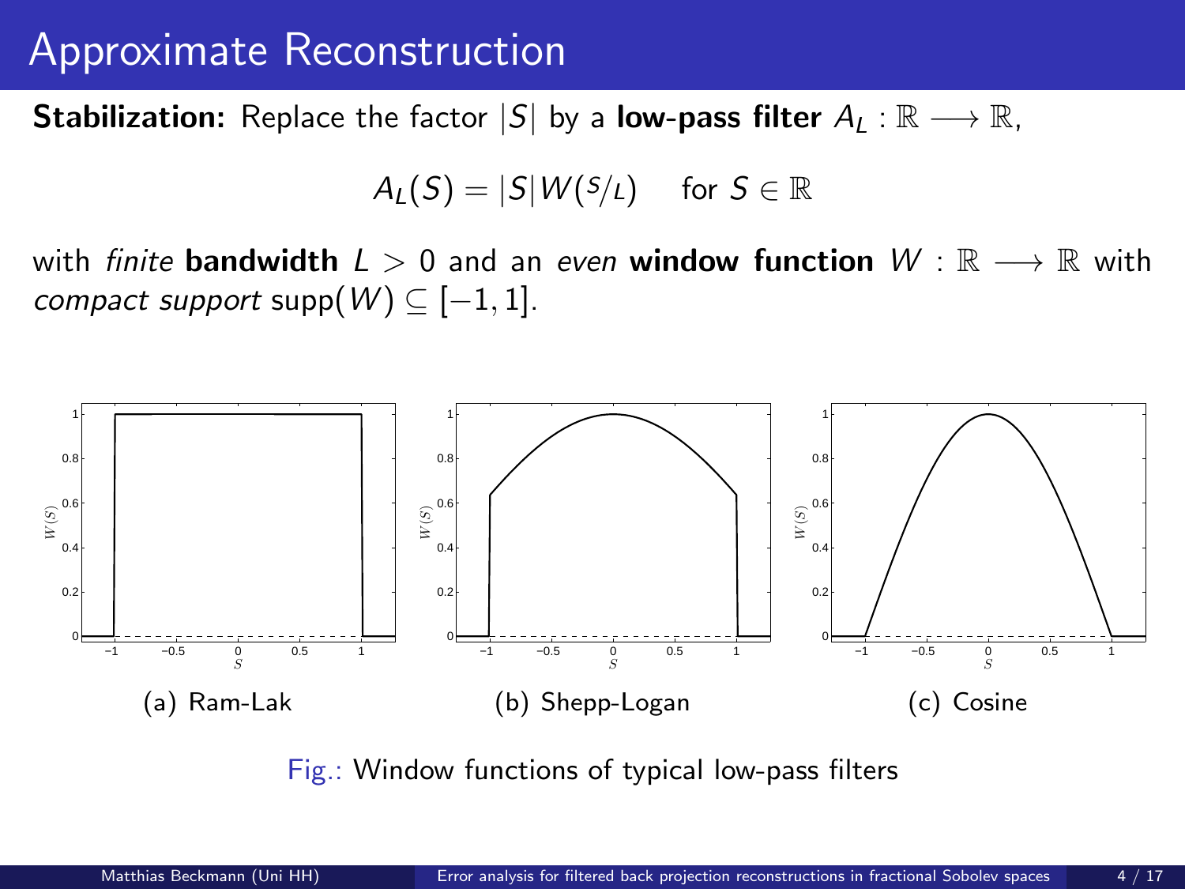# Approximate Reconstruction

**Stabilization:** Replace the factor $|S|$ by a **low-pass filter** $A_L : \mathbb{R} \longrightarrow \mathbb{R}$,

$$A_L(S) = |S| W(S/L) \quad \text{for } S \in \mathbb{R}$$

with *finite* **bandwidth** $L > 0$ and an *even* **window function** $W : \mathbb{R} \longrightarrow \mathbb{R}$ with *compact support* $\operatorname{supp}(W) \subseteq [-1, 1]$.

(a) Ram-Lak

(b) Shepp-Logan

(c) Cosine

Fig.: Window functions of typical low-pass filters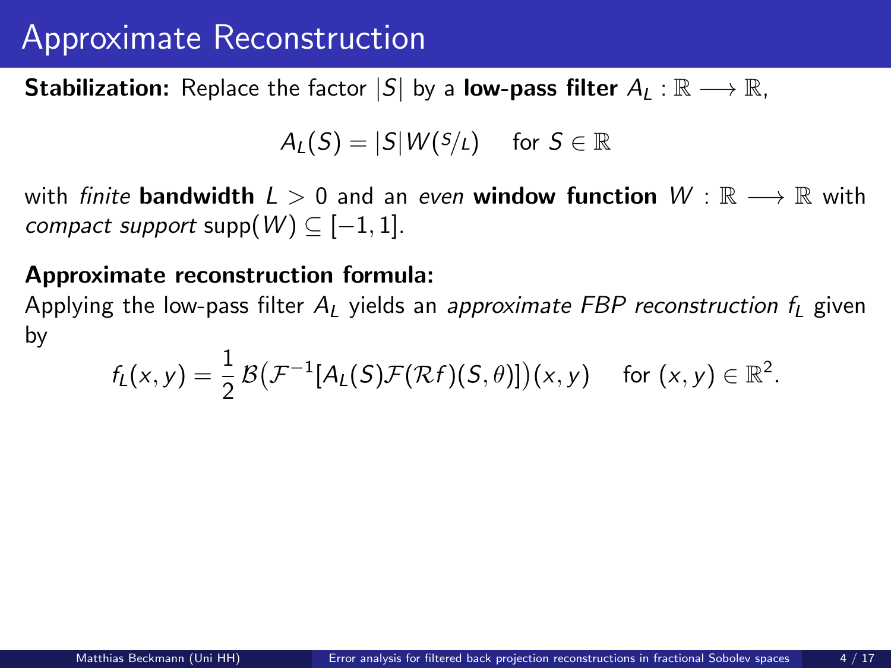# Approximate Reconstruction

**Stabilization:** Replace the factor $|S|$ by a **low-pass filter** $A_L : \mathbb{R} \longrightarrow \mathbb{R}$,

$$A_L(S) = |S| W(S/L) \quad \text{for } S \in \mathbb{R}$$

with *finite* **bandwidth** $L > 0$ and an *even* **window function** $W : \mathbb{R} \longrightarrow \mathbb{R}$ with *compact support* $\operatorname{supp}(W) \subseteq [-1, 1]$.

**Approximate reconstruction formula:**

Applying the low-pass filter $A_L$ yields an *approximate FBP reconstruction* $f_L$ given by

$$f_L(x, y) = \frac{1}{2} \mathcal{B}\big(\mathcal{F}^{-1}[A_L(S)\mathcal{F}(\mathcal{R}f)(S, \theta)]\big)(x, y) \quad \text{for } (x, y) \in \mathbb{R}^2.$$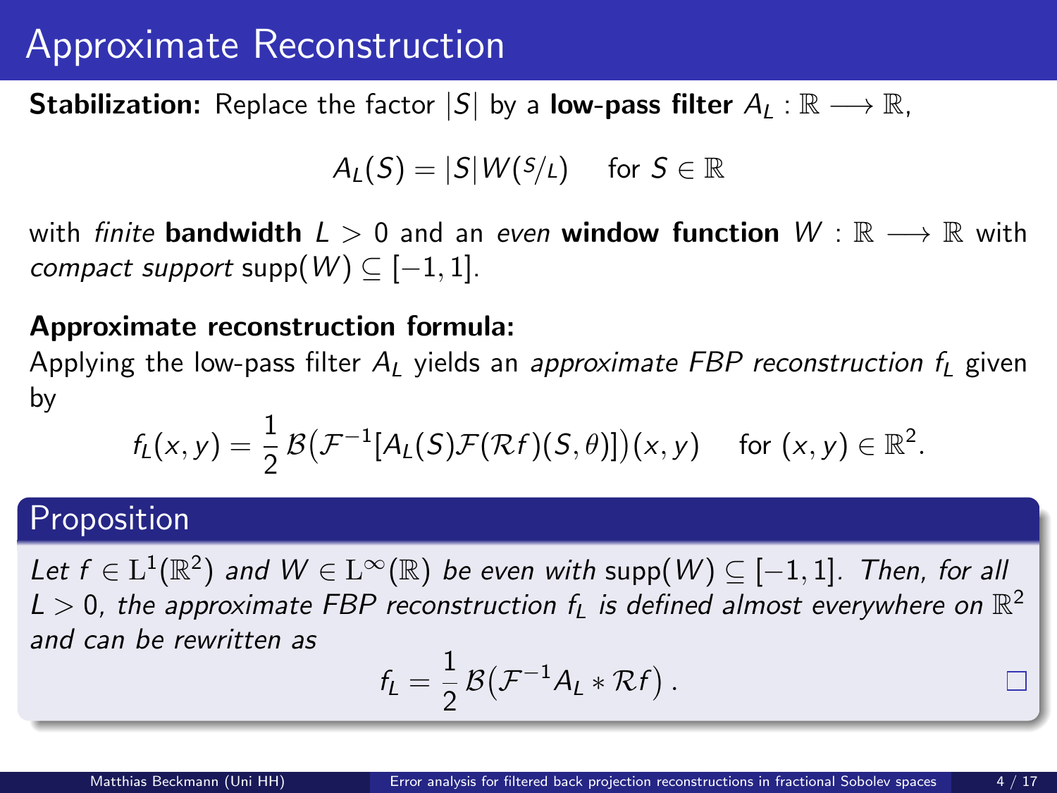# Approximate Reconstruction

**Stabilization:** Replace the factor $|S|$ by a **low-pass filter** $A_L : \mathbb{R} \longrightarrow \mathbb{R}$,

$$A_L(S) = |S| W(S/L) \quad \text{for } S \in \mathbb{R}$$

with *finite* **bandwidth** $L > 0$ and an *even* **window function** $W : \mathbb{R} \longrightarrow \mathbb{R}$ with *compact support* $\operatorname{supp}(W) \subseteq [-1, 1]$.

**Approximate reconstruction formula:**

Applying the low-pass filter $A_L$ yields an *approximate FBP reconstruction* $f_L$ given by

$$f_L(x, y) = \frac{1}{2} \mathcal{B}\big(\mathcal{F}^{-1}[A_L(S)\mathcal{F}(\mathcal{R}f)(S, \theta)]\big)(x, y) \quad \text{for } (x, y) \in \mathbb{R}^2.$$

## Proposition

*Let $f \in \mathrm{L}^1(\mathbb{R}^2)$ and $W \in \mathrm{L}^\infty(\mathbb{R})$ be even with $\operatorname{supp}(W) \subseteq [-1, 1]$. Then, for all $L > 0$, the approximate FBP reconstruction $f_L$ is defined almost everywhere on $\mathbb{R}^2$ and can be rewritten as*

$$f_L = \frac{1}{2} \mathcal{B}\big(\mathcal{F}^{-1} A_L * \mathcal{R}f\big) .$$

□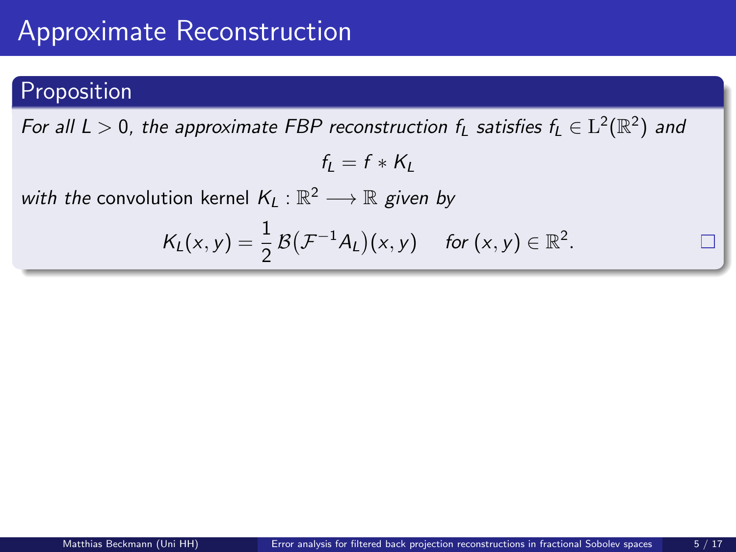# Approximate Reconstruction

**Proposition**

*For all $L > 0$, the approximate FBP reconstruction $f_L$ satisfies $f_L \in \mathrm{L}^2(\mathbb{R}^2)$ and*

$$f_L = f * K_L$$

*with the* convolution kernel $K_L : \mathbb{R}^2 \longrightarrow \mathbb{R}$ *given by*

$$K_L(x,y) = \frac{1}{2}\,\mathcal{B}\big(\mathcal{F}^{-1}A_L\big)(x,y) \quad \text{for } (x,y) \in \mathbb{R}^2.$$

□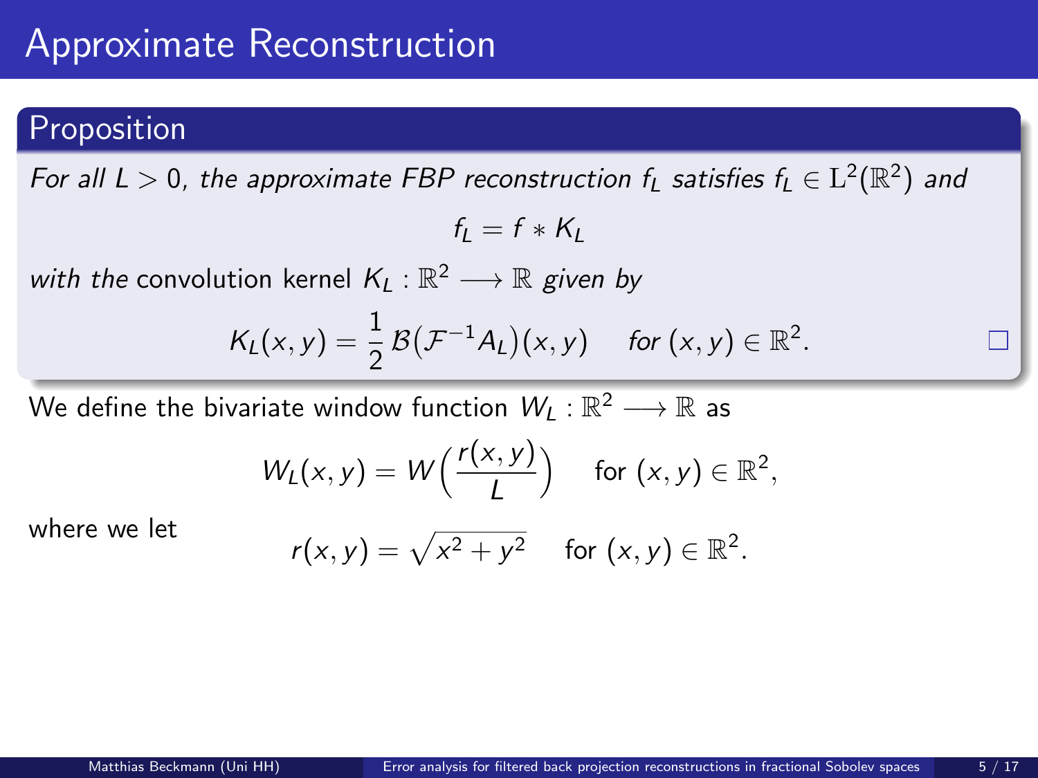# Approximate Reconstruction

**Proposition**

*For all $L > 0$, the approximate FBP reconstruction $f_L$ satisfies $f_L \in \mathrm{L}^2(\mathbb{R}^2)$ and*

$$f_L = f * K_L$$

*with the* convolution kernel $K_L : \mathbb{R}^2 \longrightarrow \mathbb{R}$ *given by*

$$K_L(x, y) = \frac{1}{2}\,\mathcal{B}\big(\mathcal{F}^{-1} A_L\big)(x, y) \quad \textit{for } (x, y) \in \mathbb{R}^2.$$

□

We define the bivariate window function $W_L : \mathbb{R}^2 \longrightarrow \mathbb{R}$ as

$$W_L(x, y) = W\Big(\frac{r(x, y)}{L}\Big) \quad \text{for } (x, y) \in \mathbb{R}^2,$$

where we let

$$r(x, y) = \sqrt{x^2 + y^2} \quad \text{for } (x, y) \in \mathbb{R}^2.$$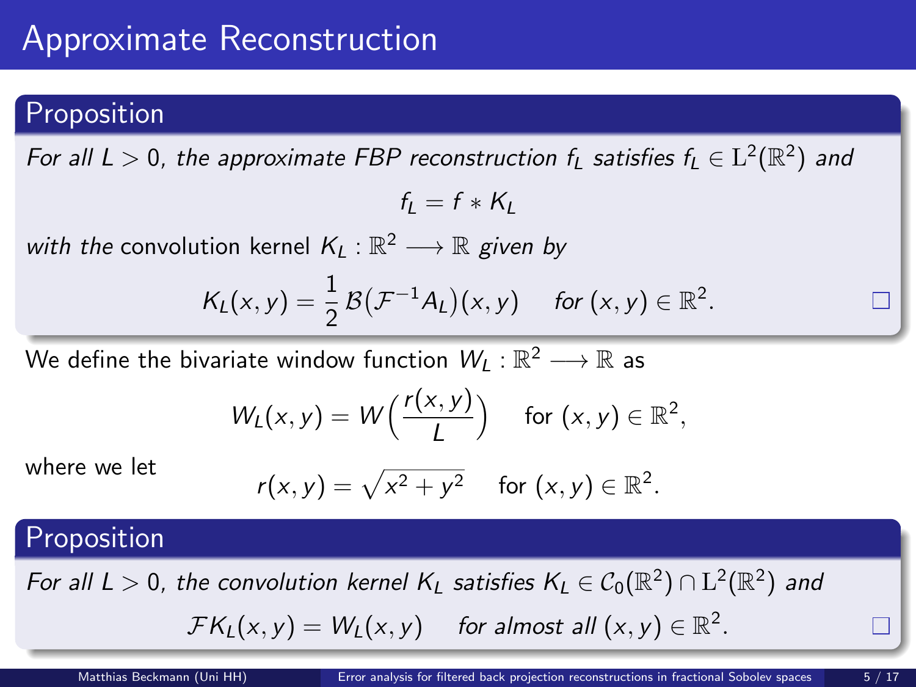# Approximate Reconstruction

## Proposition

*For all $L > 0$, the approximate FBP reconstruction $f_L$ satisfies $f_L \in \mathrm{L}^2(\mathbb{R}^2)$ and*

$$f_L = f * K_L$$

*with the* convolution kernel $K_L : \mathbb{R}^2 \longrightarrow \mathbb{R}$ *given by*

$$K_L(x, y) = \frac{1}{2}\,\mathcal{B}\big(\mathcal{F}^{-1}A_L\big)(x, y) \quad \textit{for } (x, y) \in \mathbb{R}^2.$$

□

We define the bivariate window function $W_L : \mathbb{R}^2 \longrightarrow \mathbb{R}$ as

$$W_L(x, y) = W\Big(\frac{r(x, y)}{L}\Big) \quad \text{for } (x, y) \in \mathbb{R}^2,$$

where we let

$$r(x, y) = \sqrt{x^2 + y^2} \quad \text{for } (x, y) \in \mathbb{R}^2.$$

## Proposition

*For all $L > 0$, the convolution kernel $K_L$ satisfies $K_L \in \mathcal{C}_0(\mathbb{R}^2) \cap \mathrm{L}^2(\mathbb{R}^2)$ and*

$$\mathcal{F}K_L(x, y) = W_L(x, y) \quad \textit{for almost all } (x, y) \in \mathbb{R}^2.$$

□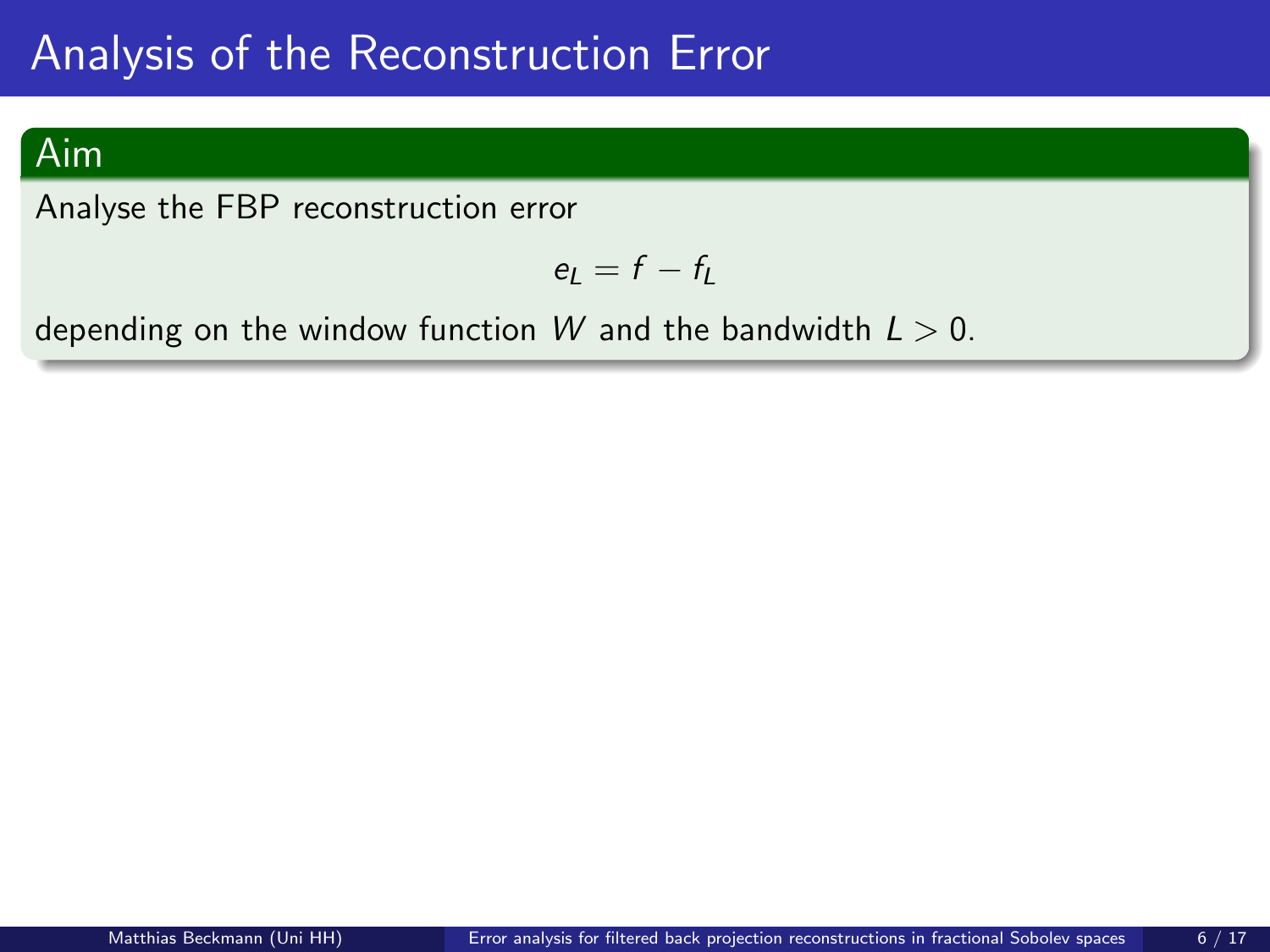# Analysis of the Reconstruction Error

## Aim

Analyse the FBP reconstruction error

$$e_L = f - f_L$$

depending on the window function $W$ and the bandwidth $L > 0$.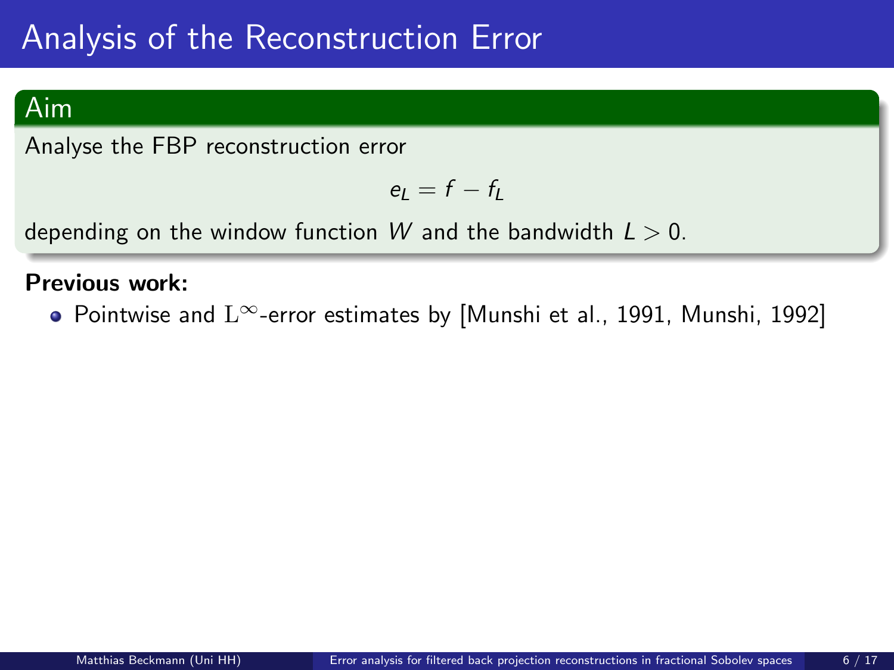# Analysis of the Reconstruction Error

**Aim**

Analyse the FBP reconstruction error

$$e_L = f - f_L$$

depending on the window function $W$ and the bandwidth $L > 0$.

**Previous work:**

- Pointwise and $\mathrm{L}^\infty$-error estimates by [Munshi et al., 1991, Munshi, 1992]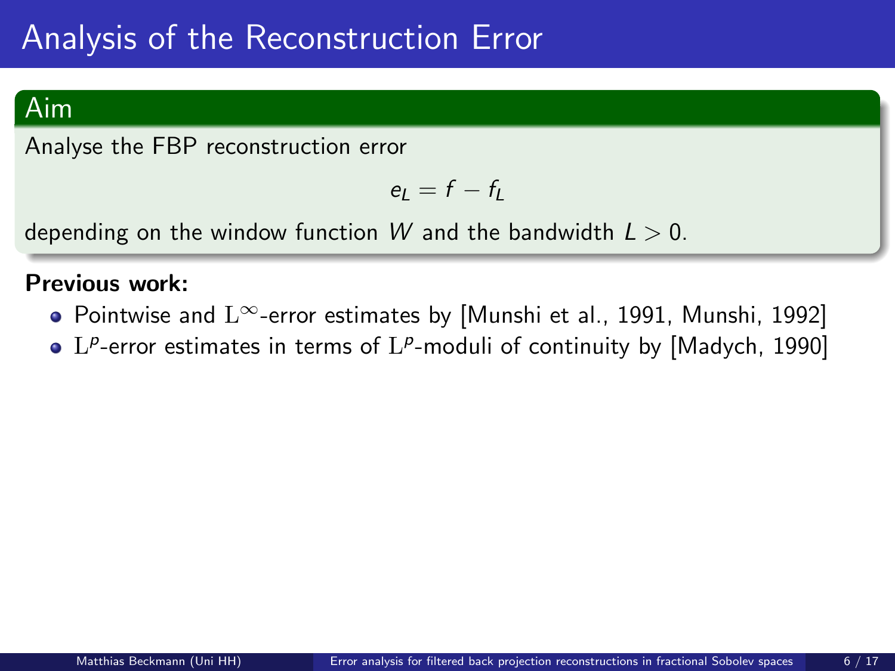# Analysis of the Reconstruction Error

## Aim

Analyse the FBP reconstruction error

$$e_L = f - f_L$$

depending on the window function $W$ and the bandwidth $L > 0$.

**Previous work:**

- Pointwise and $\mathrm{L}^\infty$-error estimates by [Munshi et al., 1991, Munshi, 1992]
- $\mathrm{L}^p$-error estimates in terms of $\mathrm{L}^p$-moduli of continuity by [Madych, 1990]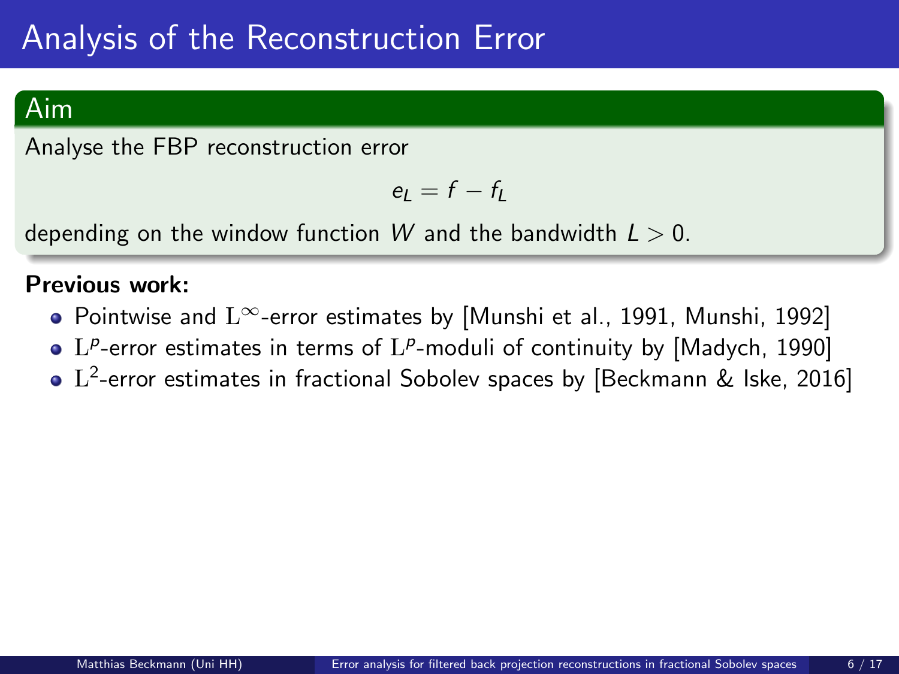# Analysis of the Reconstruction Error

## Aim

Analyse the FBP reconstruction error

$$e_L = f - f_L$$

depending on the window function $W$ and the bandwidth $L > 0$.

**Previous work:**

- Pointwise and $\mathrm{L}^\infty$-error estimates by [Munshi et al., 1991, Munshi, 1992]
- $\mathrm{L}^p$-error estimates in terms of $\mathrm{L}^p$-moduli of continuity by [Madych, 1990]
- $\mathrm{L}^2$-error estimates in fractional Sobolev spaces by [Beckmann & Iske, 2016]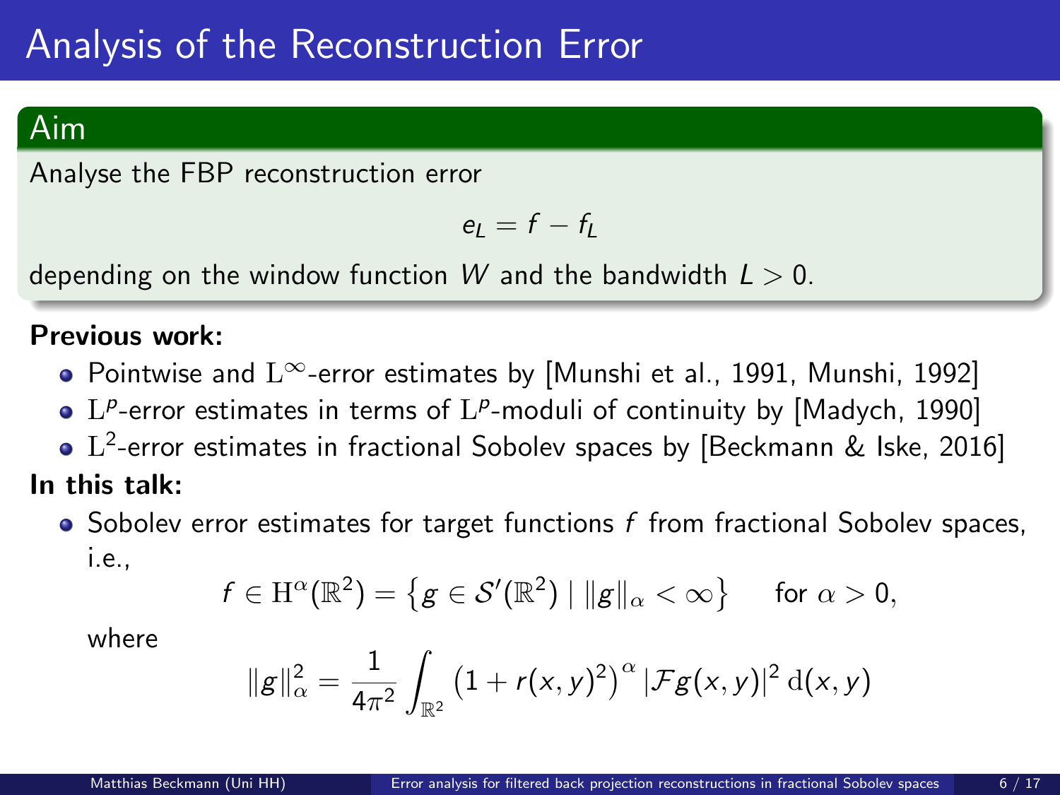# Analysis of the Reconstruction Error

## Aim

Analyse the FBP reconstruction error

$$e_L = f - f_L$$

depending on the window function $W$ and the bandwidth $L > 0$.

**Previous work:**

- Pointwise and $\mathrm{L}^\infty$-error estimates by [Munshi et al., 1991, Munshi, 1992]
- $\mathrm{L}^p$-error estimates in terms of $\mathrm{L}^p$-moduli of continuity by [Madych, 1990]
- $\mathrm{L}^2$-error estimates in fractional Sobolev spaces by [Beckmann & Iske, 2016]

**In this talk:**

- Sobolev error estimates for target functions $f$ from fractional Sobolev spaces, i.e.,

$$f \in \mathrm{H}^\alpha(\mathbb{R}^2) = \left\{ g \in \mathcal{S}'(\mathbb{R}^2) \mid \|g\|_\alpha < \infty \right\} \quad \text{for } \alpha > 0,$$

where

$$\|g\|_\alpha^2 = \frac{1}{4\pi^2} \int_{\mathbb{R}^2} \left(1 + r(x,y)^2\right)^\alpha |\mathcal{F}g(x,y)|^2 \, \mathrm{d}(x,y)$$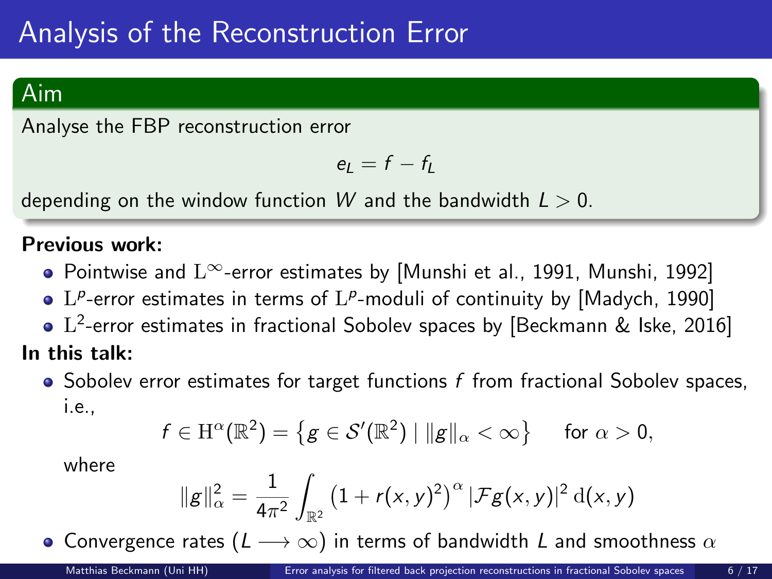# Analysis of the Reconstruction Error

## Aim

Analyse the FBP reconstruction error

$$e_L = f - f_L$$

depending on the window function $W$ and the bandwidth $L > 0$.

**Previous work:**

- Pointwise and $\mathrm{L}^\infty$-error estimates by [Munshi et al., 1991, Munshi, 1992]
- $\mathrm{L}^p$-error estimates in terms of $\mathrm{L}^p$-moduli of continuity by [Madych, 1990]
- $\mathrm{L}^2$-error estimates in fractional Sobolev spaces by [Beckmann & Iske, 2016]

**In this talk:**

- Sobolev error estimates for target functions $f$ from fractional Sobolev spaces, i.e.,

$$f \in \mathrm{H}^\alpha(\mathbb{R}^2) = \left\{ g \in \mathcal{S}'(\mathbb{R}^2) \mid \|g\|_\alpha < \infty \right\} \qquad \text{for } \alpha > 0,$$

  where

$$\|g\|_\alpha^2 = \frac{1}{4\pi^2} \int_{\mathbb{R}^2} \left(1 + r(x,y)^2\right)^\alpha |\mathcal{F}g(x,y)|^2 \,\mathrm{d}(x,y)$$

- Convergence rates ($L \longrightarrow \infty$) in terms of bandwidth $L$ and smoothness $\alpha$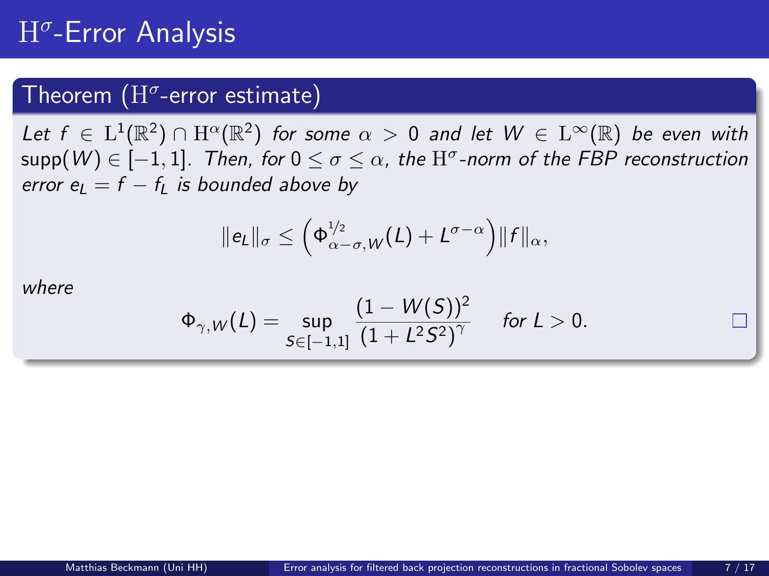# $\mathrm{H}^\sigma$-Error Analysis

## Theorem ($\mathrm{H}^\sigma$-error estimate)

*Let $f \in \mathrm{L}^1(\mathbb{R}^2) \cap \mathrm{H}^\alpha(\mathbb{R}^2)$ for some $\alpha > 0$ and let $W \in \mathrm{L}^\infty(\mathbb{R})$ be even with* $\mathrm{supp}(W) \in [-1,1]$*. Then, for $0 \leq \sigma \leq \alpha$, the $\mathrm{H}^\sigma$-norm of the FBP reconstruction error $e_L = f - f_L$ is bounded above by*

$$\|e_L\|_\sigma \leq \left( \Phi^{1/2}_{\alpha-\sigma,W}(L) + L^{\sigma-\alpha} \right) \|f\|_\alpha,$$

*where*

$$\Phi_{\gamma,W}(L) = \sup_{S \in [-1,1]} \frac{(1 - W(S))^2}{(1 + L^2 S^2)^\gamma} \quad \text{for } L > 0.$$

□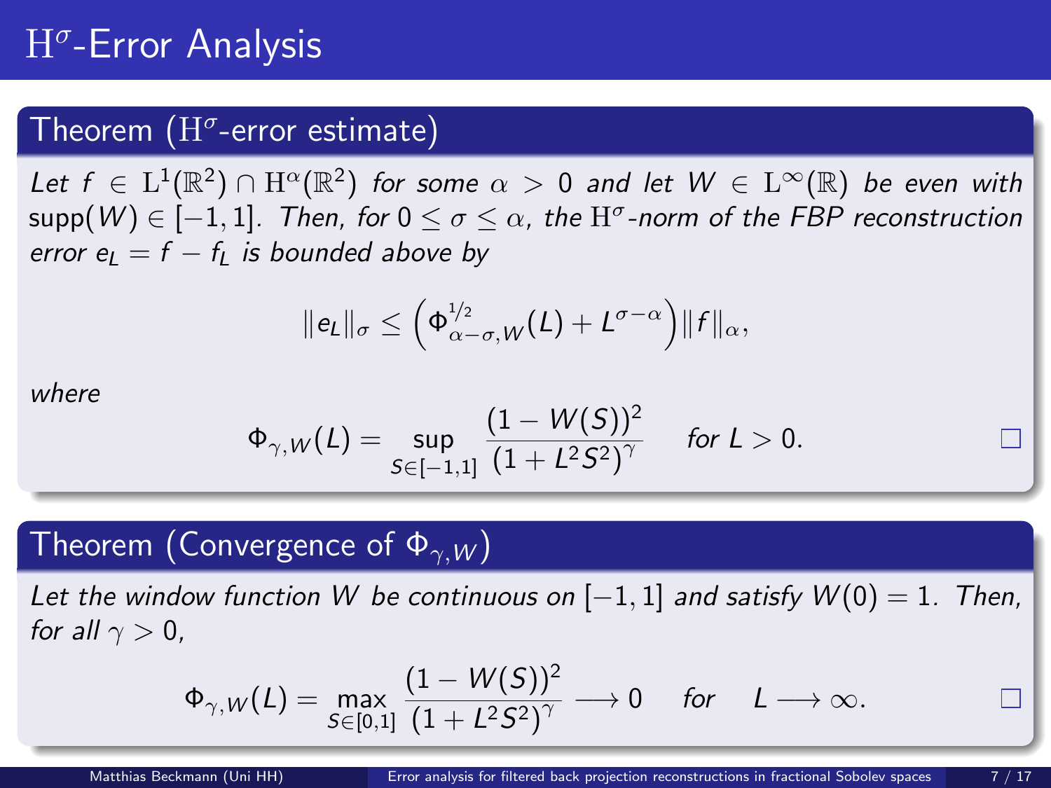# $\mathrm{H}^\sigma$-Error Analysis

## Theorem ($\mathrm{H}^\sigma$-error estimate)

*Let $f \in \mathrm{L}^1(\mathbb{R}^2) \cap \mathrm{H}^\alpha(\mathbb{R}^2)$ for some $\alpha > 0$ and let $W \in \mathrm{L}^\infty(\mathbb{R})$ be even with* supp$(W) \in [-1, 1]$*. Then, for $0 \leq \sigma \leq \alpha$, the $\mathrm{H}^\sigma$-norm of the FBP reconstruction error $e_L = f - f_L$ is bounded above by*

$$\|e_L\|_\sigma \leq \left(\Phi^{1/2}_{\alpha-\sigma,W}(L) + L^{\sigma-\alpha}\right)\|f\|_\alpha,$$

*where*

$$\Phi_{\gamma,W}(L) = \sup_{S\in[-1,1]} \frac{(1 - W(S))^2}{(1 + L^2S^2)^\gamma} \quad \text{for } L > 0.$$

□

## Theorem (Convergence of $\Phi_{\gamma,W}$)

*Let the window function $W$ be continuous on $[-1, 1]$ and satisfy $W(0) = 1$. Then, for all $\gamma > 0$,*

$$\Phi_{\gamma,W}(L) = \max_{S\in[0,1]} \frac{(1 - W(S))^2}{(1 + L^2S^2)^\gamma} \longrightarrow 0 \quad \text{for} \quad L \longrightarrow \infty.$$

□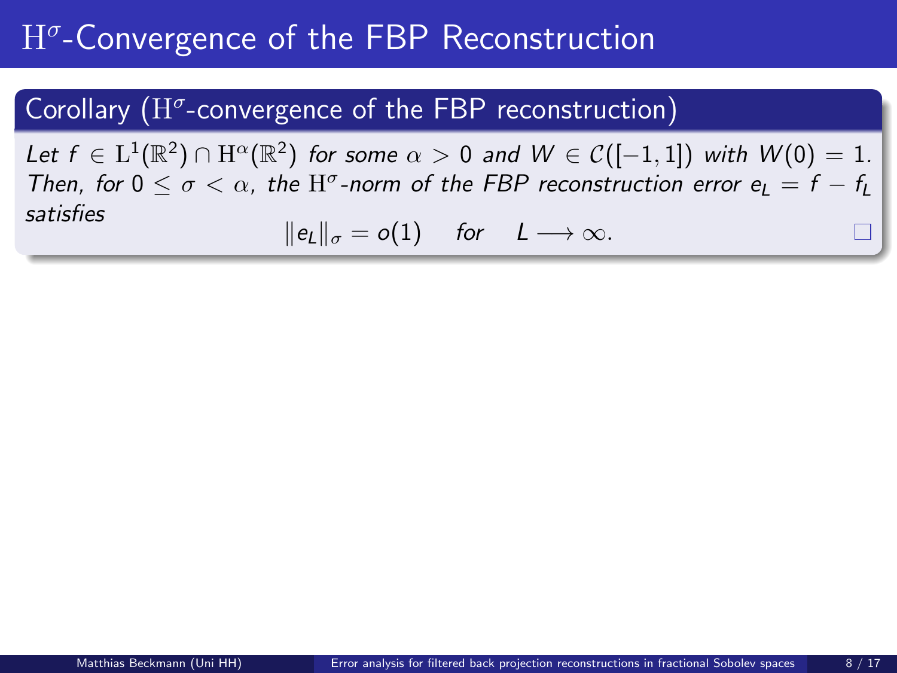# $\mathrm{H}^\sigma$-Convergence of the FBP Reconstruction

## Corollary ($\mathrm{H}^\sigma$-convergence of the FBP reconstruction)

*Let $f \in \mathrm{L}^1(\mathbb{R}^2) \cap \mathrm{H}^\alpha(\mathbb{R}^2)$ for some $\alpha > 0$ and $W \in \mathcal{C}([-1,1])$ with $W(0) = 1$. Then, for $0 \leq \sigma < \alpha$, the $\mathrm{H}^\sigma$-norm of the FBP reconstruction error $e_L = f - f_L$ satisfies*

$$\|e_L\|_\sigma = o(1) \quad \text{for} \quad L \longrightarrow \infty.$$

□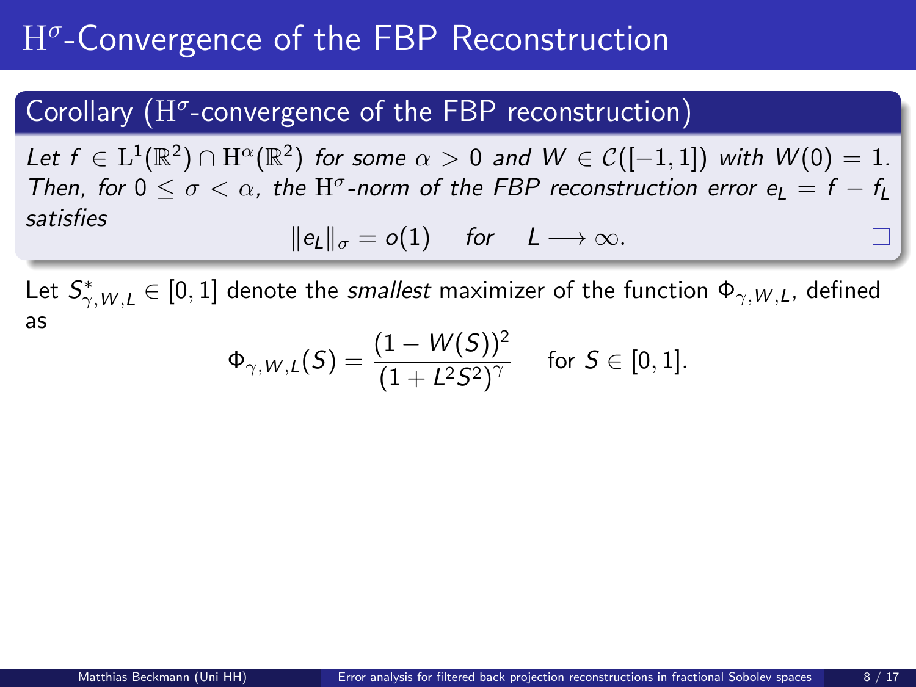# $\mathrm{H}^\sigma$-Convergence of the FBP Reconstruction

**Corollary ($\mathrm{H}^\sigma$-convergence of the FBP reconstruction)**

*Let $f \in \mathrm{L}^1(\mathbb{R}^2) \cap \mathrm{H}^\alpha(\mathbb{R}^2)$ for some $\alpha > 0$ and $W \in \mathcal{C}([-1,1])$ with $W(0) = 1$. Then, for $0 \leq \sigma < \alpha$, the $\mathrm{H}^\sigma$-norm of the FBP reconstruction error $e_L = f - f_L$ satisfies*

$$\|e_L\|_\sigma = o(1) \quad \text{for} \quad L \longrightarrow \infty.$$

Let $S^*_{\gamma,W,L} \in [0,1]$ denote the *smallest* maximizer of the function $\Phi_{\gamma,W,L}$, defined as

$$\Phi_{\gamma,W,L}(S) = \frac{(1 - W(S))^2}{(1 + L^2 S^2)^\gamma} \quad \text{for } S \in [0,1].$$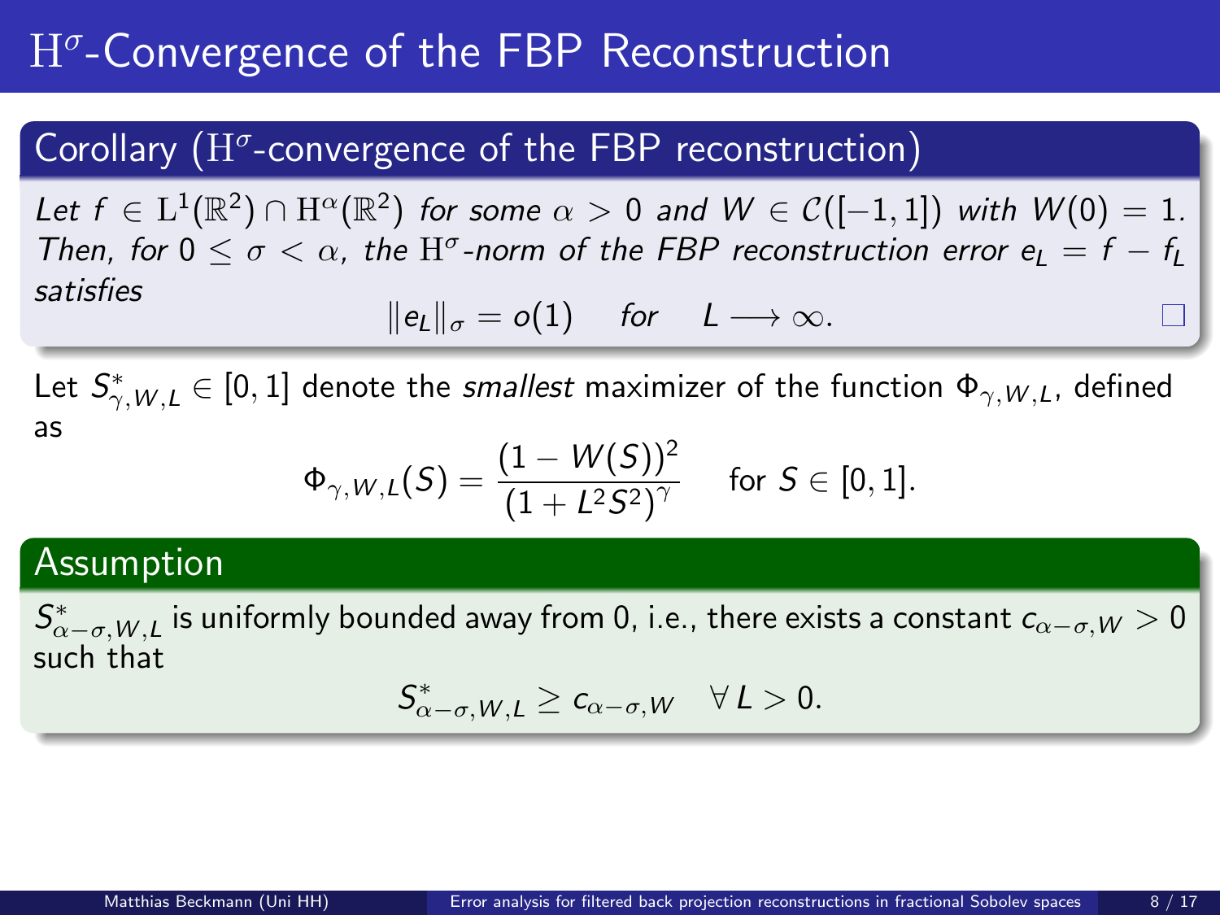# $\mathrm{H}^\sigma$-Convergence of the FBP Reconstruction

## Corollary ($\mathrm{H}^\sigma$-convergence of the FBP reconstruction)

*Let $f \in \mathrm{L}^1(\mathbb{R}^2) \cap \mathrm{H}^\alpha(\mathbb{R}^2)$ for some $\alpha > 0$ and $W \in \mathcal{C}([-1,1])$ with $W(0) = 1$. Then, for $0 \leq \sigma < \alpha$, the $\mathrm{H}^\sigma$-norm of the FBP reconstruction error $e_L = f - f_L$ satisfies*

$$\|e_L\|_\sigma = o(1) \quad \text{for} \quad L \longrightarrow \infty.$$

Let $S^*_{\gamma,W,L} \in [0,1]$ denote the *smallest* maximizer of the function $\Phi_{\gamma,W,L}$, defined as

$$\Phi_{\gamma,W,L}(S) = \frac{(1 - W(S))^2}{(1 + L^2 S^2)^\gamma} \quad \text{for } S \in [0,1].$$

## Assumption

$S^*_{\alpha-\sigma,W,L}$ is uniformly bounded away from 0, i.e., there exists a constant $c_{\alpha-\sigma,W} > 0$ such that

$$S^*_{\alpha-\sigma,W,L} \geq c_{\alpha-\sigma,W} \quad \forall\, L > 0.$$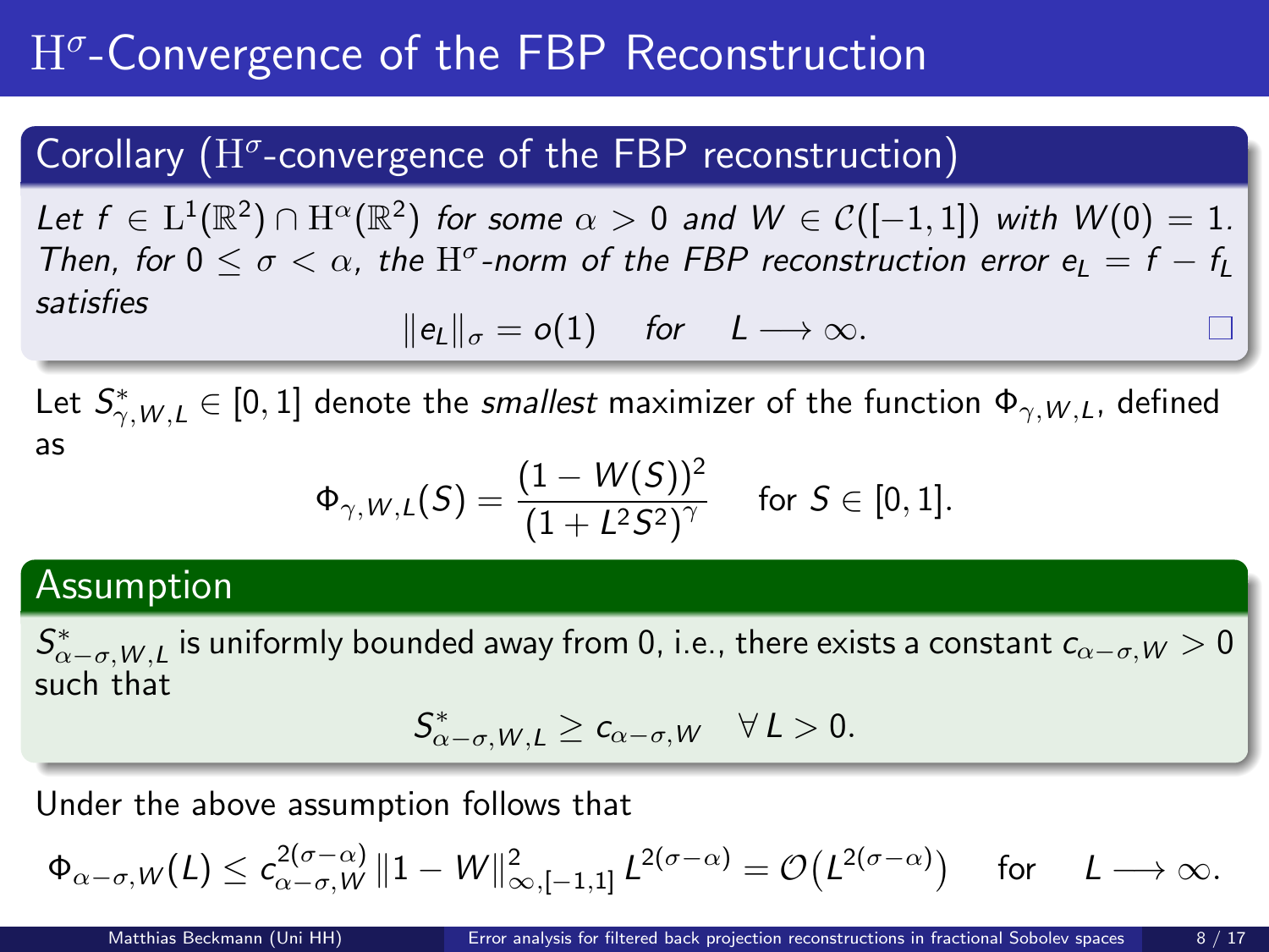# $\mathrm{H}^\sigma$-Convergence of the FBP Reconstruction

## Corollary ($\mathrm{H}^\sigma$-convergence of the FBP reconstruction)

*Let $f \in \mathrm{L}^1(\mathbb{R}^2) \cap \mathrm{H}^\alpha(\mathbb{R}^2)$ for some $\alpha > 0$ and $W \in \mathcal{C}([-1,1])$ with $W(0) = 1$. Then, for $0 \leq \sigma < \alpha$, the $\mathrm{H}^\sigma$-norm of the FBP reconstruction error $e_L = f - f_L$ satisfies*

$$\|e_L\|_\sigma = o(1) \quad \text{for} \quad L \longrightarrow \infty.$$

Let $S^*_{\gamma,W,L} \in [0,1]$ denote the *smallest* maximizer of the function $\Phi_{\gamma,W,L}$, defined as

$$\Phi_{\gamma,W,L}(S) = \frac{(1 - W(S))^2}{(1 + L^2 S^2)^\gamma} \quad \text{for } S \in [0,1].$$

## Assumption

$S^*_{\alpha-\sigma,W,L}$ is uniformly bounded away from 0, i.e., there exists a constant $c_{\alpha-\sigma,W} > 0$ such that

$$S^*_{\alpha-\sigma,W,L} \geq c_{\alpha-\sigma,W} \quad \forall\, L > 0.$$

Under the above assumption follows that

$$\Phi_{\alpha-\sigma,W}(L) \leq c_{\alpha-\sigma,W}^{2(\sigma-\alpha)} \, \|1 - W\|^2_{\infty,[-1,1]} \, L^{2(\sigma-\alpha)} = \mathcal{O}\big(L^{2(\sigma-\alpha)}\big) \quad \text{for} \quad L \longrightarrow \infty.$$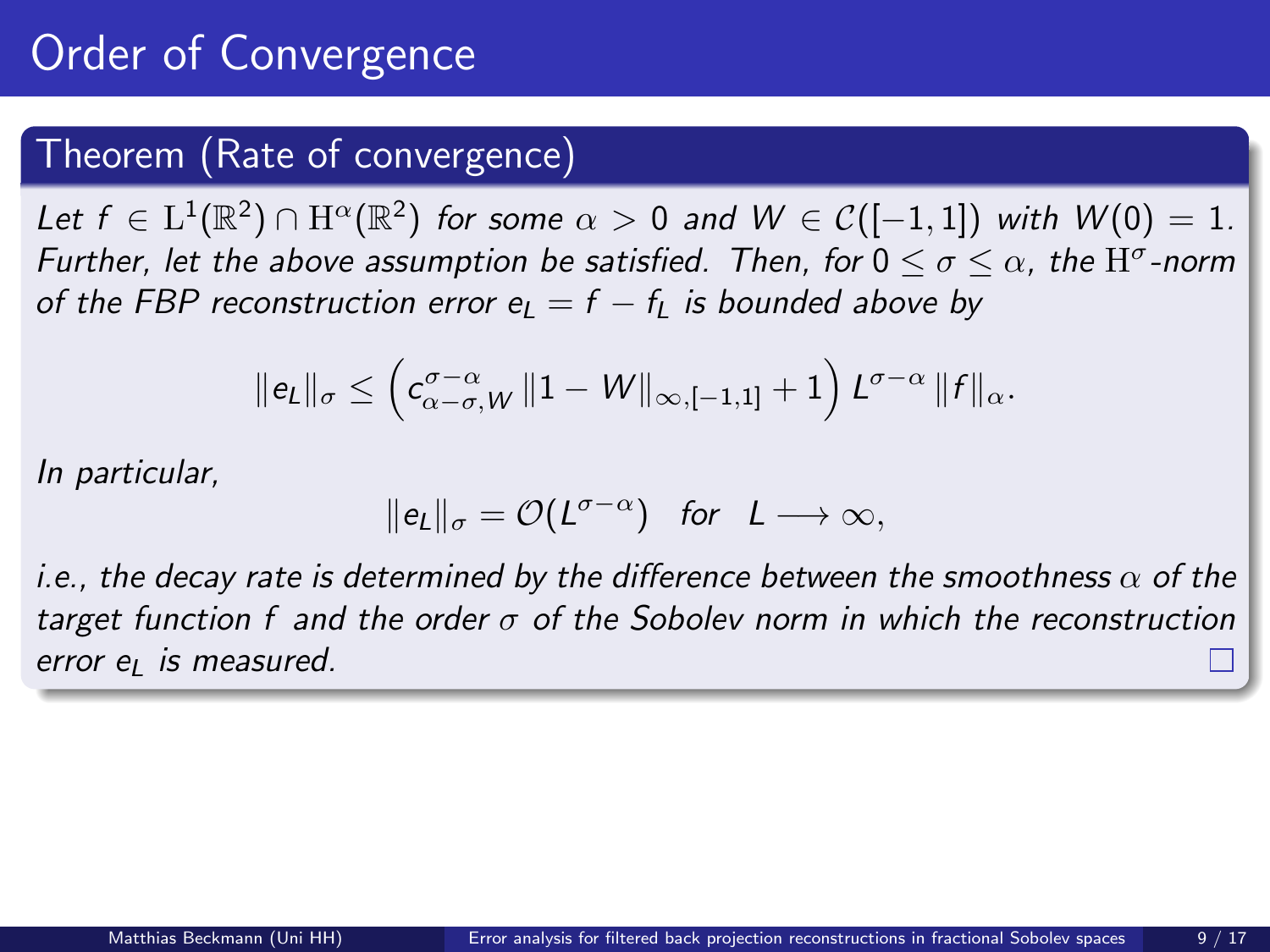# Order of Convergence

## Theorem (Rate of convergence)

*Let $f \in \mathrm{L}^1(\mathbb{R}^2) \cap \mathrm{H}^\alpha(\mathbb{R}^2)$ for some $\alpha > 0$ and $W \in \mathcal{C}([-1,1])$ with $W(0) = 1$. Further, let the above assumption be satisfied. Then, for $0 \leq \sigma \leq \alpha$, the $\mathrm{H}^\sigma$-norm of the FBP reconstruction error $e_L = f - f_L$ is bounded above by*

$$\|e_L\|_\sigma \leq \left(c_{\alpha-\sigma,W}^{\sigma-\alpha} \, \|1 - W\|_{\infty,[-1,1]} + 1\right) L^{\sigma-\alpha} \, \|f\|_\alpha.$$

*In particular,*

$$\|e_L\|_\sigma = \mathcal{O}(L^{\sigma-\alpha}) \quad \text{for} \quad L \longrightarrow \infty,$$

*i.e., the decay rate is determined by the difference between the smoothness $\alpha$ of the target function $f$ and the order $\sigma$ of the Sobolev norm in which the reconstruction error $e_L$ is measured.* □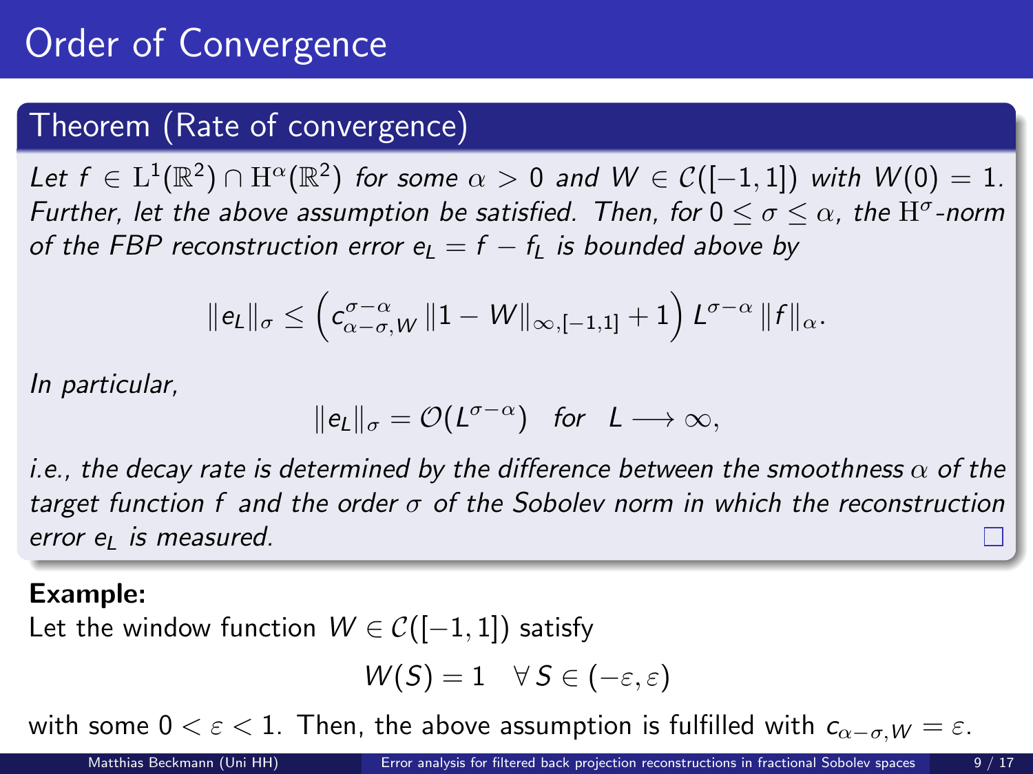# Order of Convergence

## Theorem (Rate of convergence)

*Let $f \in \mathrm{L}^1(\mathbb{R}^2) \cap \mathrm{H}^\alpha(\mathbb{R}^2)$ for some $\alpha > 0$ and $W \in \mathcal{C}([-1,1])$ with $W(0) = 1$. Further, let the above assumption be satisfied. Then, for $0 \leq \sigma \leq \alpha$, the $\mathrm{H}^\sigma$-norm of the FBP reconstruction error $e_L = f - f_L$ is bounded above by*

$$\|e_L\|_\sigma \leq \left( c_{\alpha-\sigma,W}^{\sigma-\alpha} \, \|1 - W\|_{\infty,[-1,1]} + 1 \right) L^{\sigma-\alpha} \, \|f\|_\alpha.$$

*In particular,*

$$\|e_L\|_\sigma = \mathcal{O}(L^{\sigma-\alpha}) \quad \text{for} \quad L \longrightarrow \infty,$$

*i.e., the decay rate is determined by the difference between the smoothness $\alpha$ of the target function $f$ and the order $\sigma$ of the Sobolev norm in which the reconstruction error $e_L$ is measured.*

**Example:**

Let the window function $W \in \mathcal{C}([-1,1])$ satisfy

$$W(S) = 1 \quad \forall\, S \in (-\varepsilon, \varepsilon)$$

with some $0 < \varepsilon < 1$. Then, the above assumption is fulfilled with $c_{\alpha-\sigma,W} = \varepsilon$.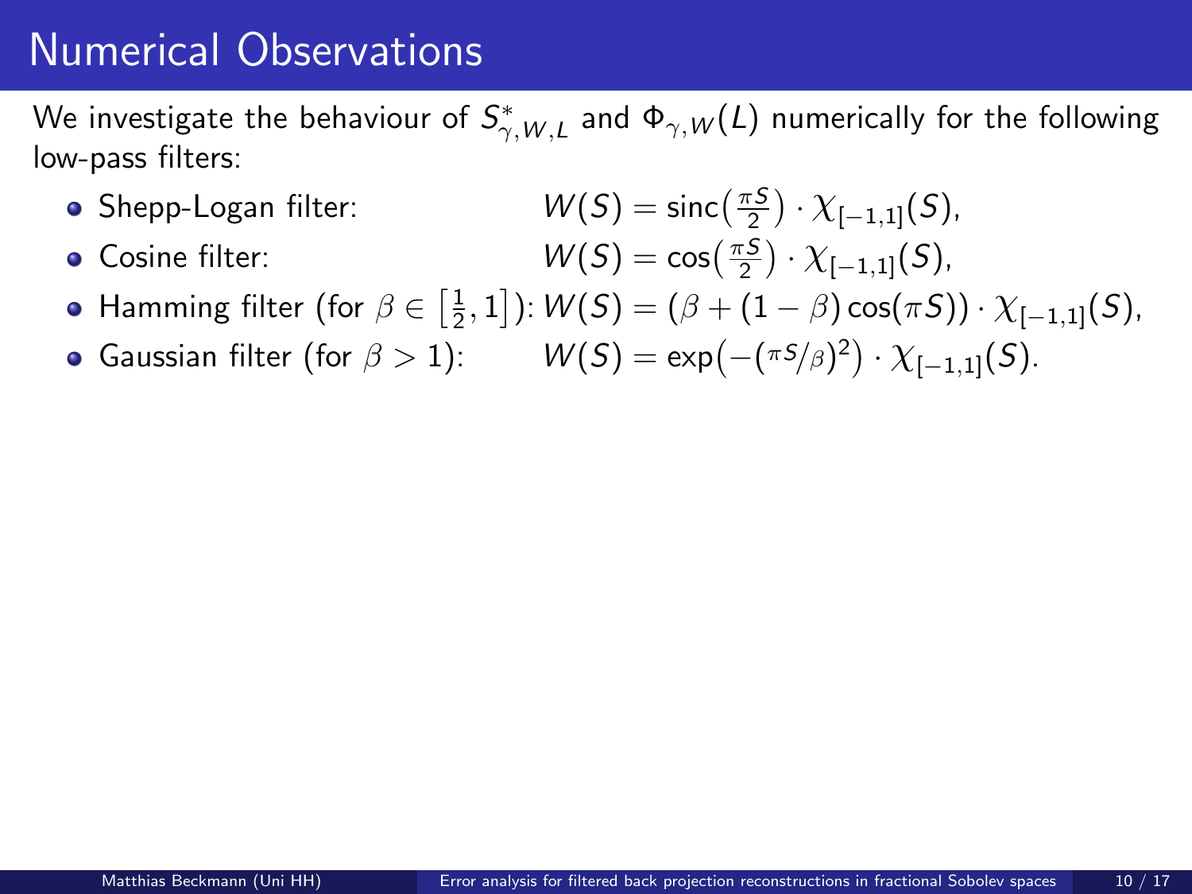# Numerical Observations

We investigate the behaviour of $S^*_{\gamma,W,L}$ and $\Phi_{\gamma,W}(L)$ numerically for the following low-pass filters:

- Shepp-Logan filter: $W(S) = \operatorname{sinc}\big(\frac{\pi S}{2}\big) \cdot \chi_{[-1,1]}(S)$,
- Cosine filter: $W(S) = \cos\big(\frac{\pi S}{2}\big) \cdot \chi_{[-1,1]}(S)$,
- Hamming filter (for $\beta \in \big[\frac{1}{2}, 1\big]$): $W(S) = (\beta + (1-\beta)\cos(\pi S)) \cdot \chi_{[-1,1]}(S)$,
- Gaussian filter (for $\beta > 1$): $W(S) = \exp\big(-(\pi S/\beta)^2\big) \cdot \chi_{[-1,1]}(S)$.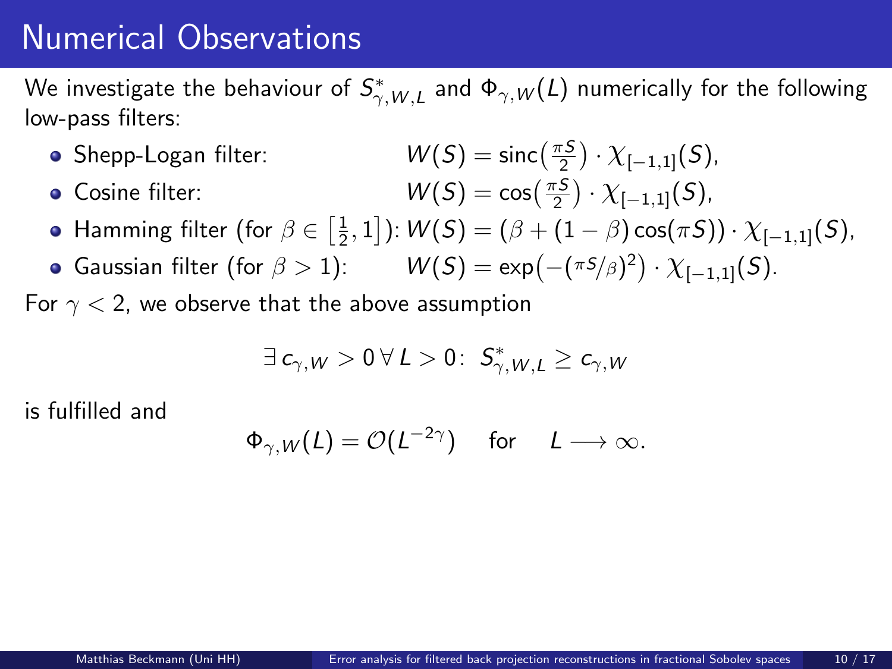# Numerical Observations

We investigate the behaviour of $S^*_{\gamma,W,L}$ and $\Phi_{\gamma,W}(L)$ numerically for the following low-pass filters:

- Shepp-Logan filter: $W(S) = \operatorname{sinc}\left(\frac{\pi S}{2}\right) \cdot \chi_{[-1,1]}(S)$,
- Cosine filter: $W(S) = \cos\left(\frac{\pi S}{2}\right) \cdot \chi_{[-1,1]}(S)$,
- Hamming filter (for $\beta \in \left[\frac{1}{2}, 1\right]$): $W(S) = (\beta + (1-\beta)\cos(\pi S)) \cdot \chi_{[-1,1]}(S)$,
- Gaussian filter (for $\beta > 1$): $W(S) = \exp\left(-(\pi S/\beta)^2\right) \cdot \chi_{[-1,1]}(S)$.

For $\gamma < 2$, we observe that the above assumption

$$\exists\, c_{\gamma,W} > 0 \;\forall\, L > 0\colon\; S^*_{\gamma,W,L} \geq c_{\gamma,W}$$

is fulfilled and

$$\Phi_{\gamma,W}(L) = \mathcal{O}(L^{-2\gamma}) \quad \text{for} \quad L \longrightarrow \infty.$$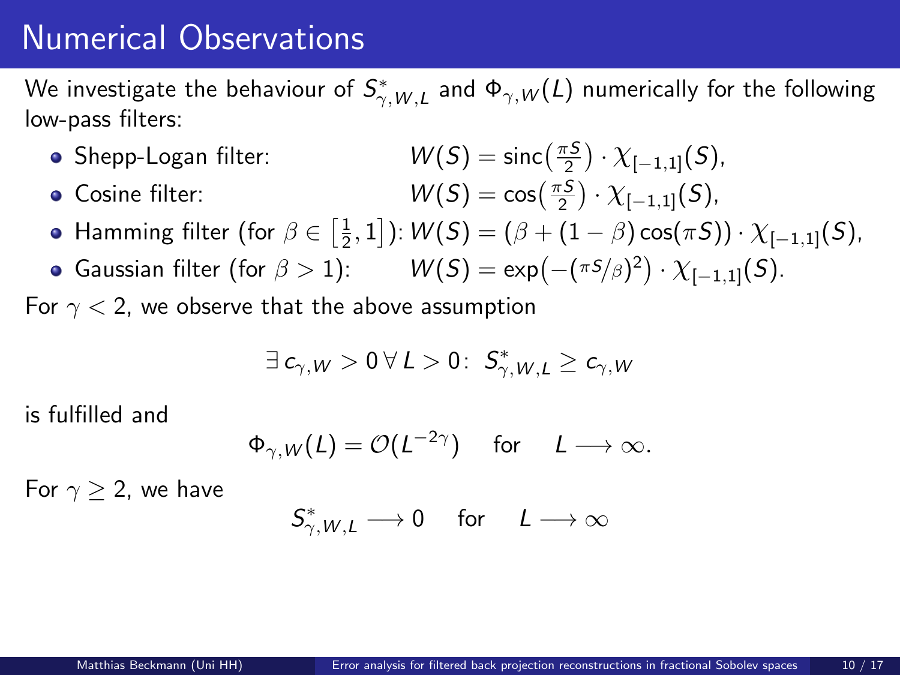# Numerical Observations

We investigate the behaviour of $S^*_{\gamma,W,L}$ and $\Phi_{\gamma,W}(L)$ numerically for the following low-pass filters:

- Shepp-Logan filter: $W(S) = \operatorname{sinc}\big(\frac{\pi S}{2}\big) \cdot \chi_{[-1,1]}(S)$,
- Cosine filter: $W(S) = \cos\big(\frac{\pi S}{2}\big) \cdot \chi_{[-1,1]}(S)$,
- Hamming filter (for $\beta \in \big[\frac{1}{2}, 1\big]$): $W(S) = (\beta + (1-\beta)\cos(\pi S)) \cdot \chi_{[-1,1]}(S)$,
- Gaussian filter (for $\beta > 1$): $W(S) = \exp\big(-(\pi S/\beta)^2\big) \cdot \chi_{[-1,1]}(S)$.

For $\gamma < 2$, we observe that the above assumption

$$\exists\, c_{\gamma,W} > 0 \,\forall\, L > 0\colon\; S^*_{\gamma,W,L} \geq c_{\gamma,W}$$

is fulfilled and

$$\Phi_{\gamma,W}(L) = \mathcal{O}(L^{-2\gamma}) \quad \text{for} \quad L \longrightarrow \infty.$$

For $\gamma \geq 2$, we have

$$S^*_{\gamma,W,L} \longrightarrow 0 \quad \text{for} \quad L \longrightarrow \infty$$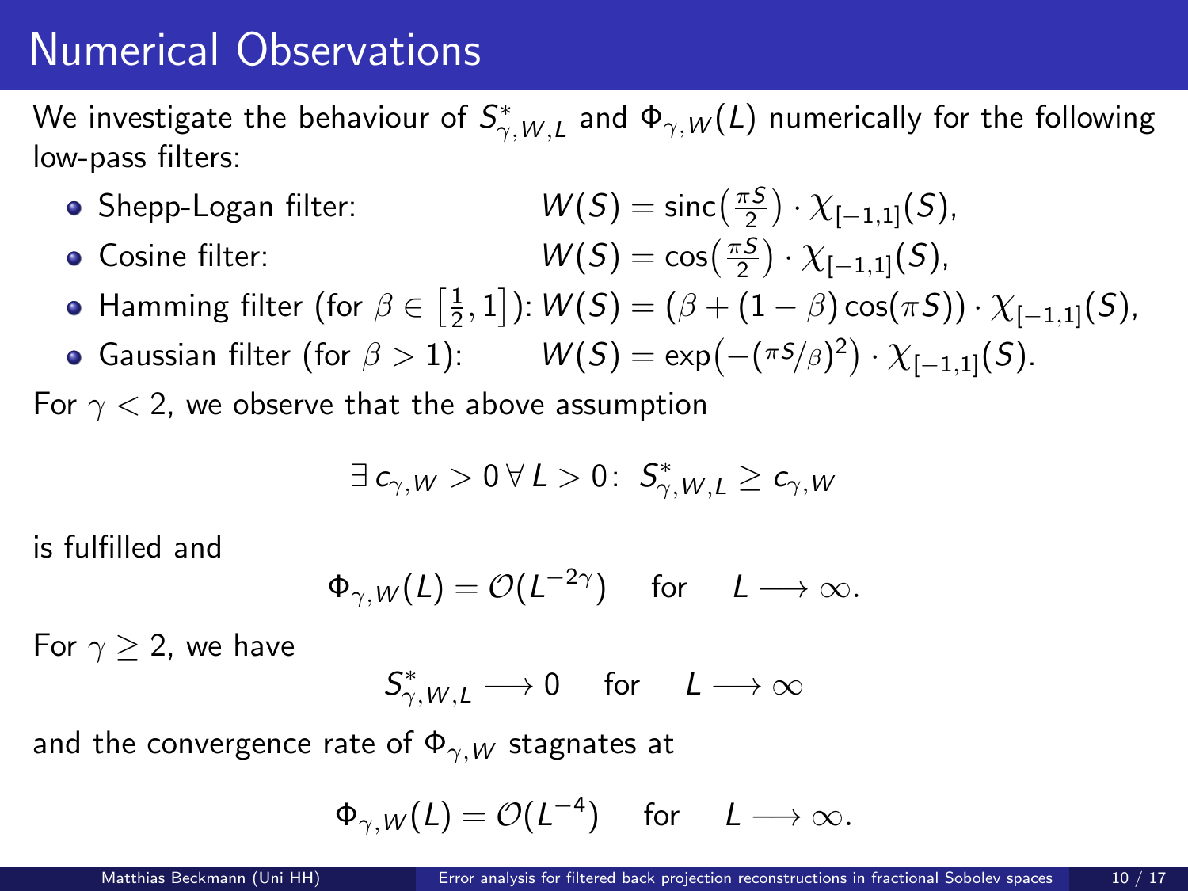# Numerical Observations

We investigate the behaviour of $S^*_{\gamma,W,L}$ and $\Phi_{\gamma,W}(L)$ numerically for the following low-pass filters:

- Shepp-Logan filter: $W(S) = \operatorname{sinc}\big(\frac{\pi S}{2}\big) \cdot \chi_{[-1,1]}(S)$,
- Cosine filter: $W(S) = \cos\big(\frac{\pi S}{2}\big) \cdot \chi_{[-1,1]}(S)$,
- Hamming filter (for $\beta \in \big[\frac{1}{2}, 1\big]$): $W(S) = (\beta + (1-\beta)\cos(\pi S)) \cdot \chi_{[-1,1]}(S)$,
- Gaussian filter (for $\beta > 1$): $W(S) = \exp\big(-(\pi S/\beta)^2\big) \cdot \chi_{[-1,1]}(S)$.

For $\gamma < 2$, we observe that the above assumption

$$\exists\, c_{\gamma,W} > 0 \,\forall\, L > 0\colon\; S^*_{\gamma,W,L} \geq c_{\gamma,W}$$

is fulfilled and

$$\Phi_{\gamma,W}(L) = \mathcal{O}(L^{-2\gamma}) \quad \text{for} \quad L \longrightarrow \infty.$$

For $\gamma \geq 2$, we have

$$S^*_{\gamma,W,L} \longrightarrow 0 \quad \text{for} \quad L \longrightarrow \infty$$

and the convergence rate of $\Phi_{\gamma,W}$ stagnates at

$$\Phi_{\gamma,W}(L) = \mathcal{O}(L^{-4}) \quad \text{for} \quad L \longrightarrow \infty.$$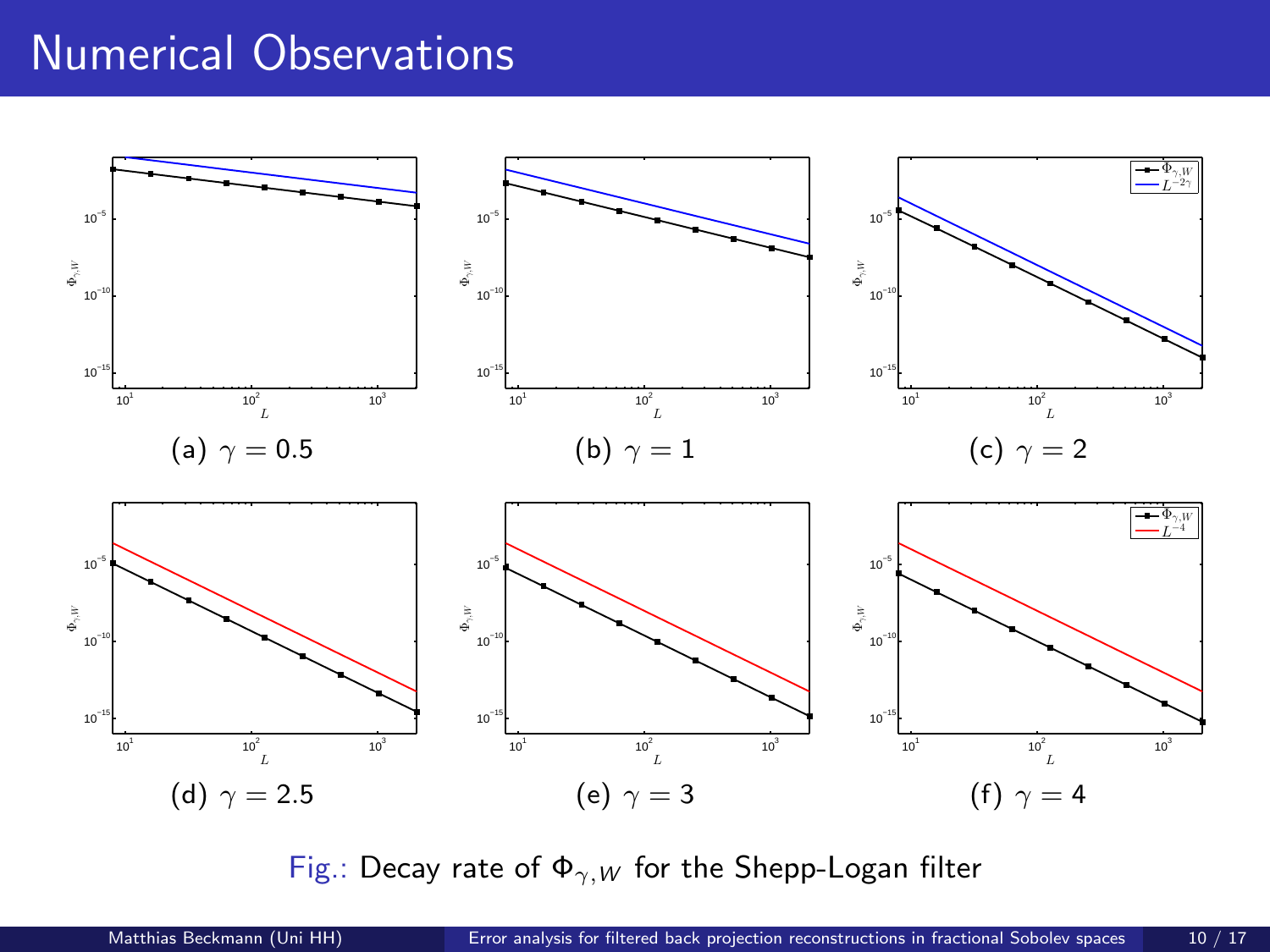# Numerical Observations

(a) $\gamma = 0.5$

(b) $\gamma = 1$

(c) $\gamma = 2$

(d) $\gamma = 2.5$

(e) $\gamma = 3$

(f) $\gamma = 4$

Fig.: Decay rate of $\Phi_{\gamma,W}$ for the Shepp-Logan filter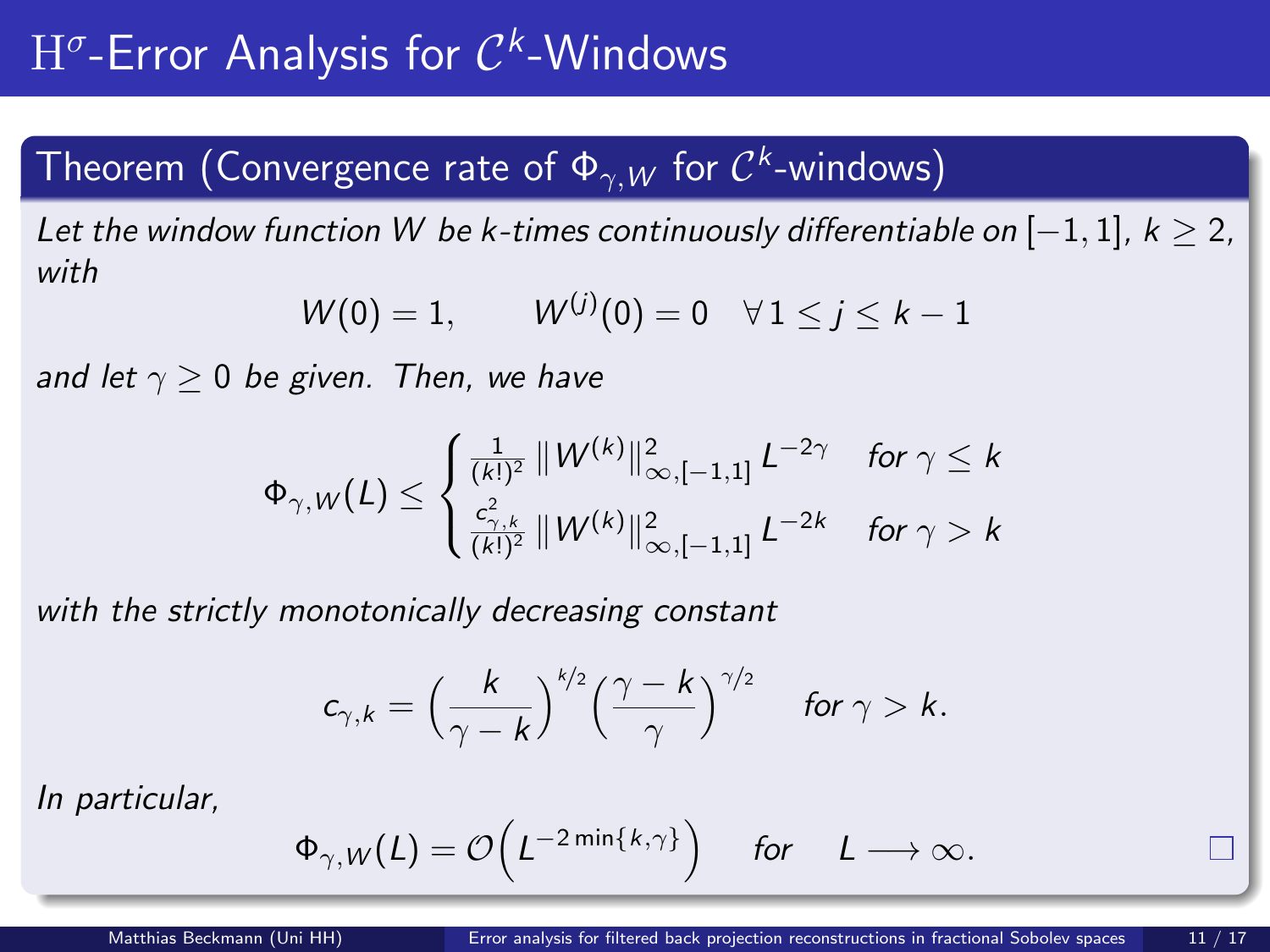# $\mathrm{H}^\sigma$-Error Analysis for $\mathcal{C}^k$-Windows

## Theorem (Convergence rate of $\Phi_{\gamma,W}$ for $\mathcal{C}^k$-windows)

*Let the window function $W$ be $k$-times continuously differentiable on $[-1,1]$, $k \geq 2$, with*

$$W(0) = 1, \qquad W^{(j)}(0) = 0 \quad \forall\, 1 \leq j \leq k-1$$

*and let $\gamma \geq 0$ be given. Then, we have*

$$\Phi_{\gamma,W}(L) \leq \begin{cases} \frac{1}{(k!)^2} \, \|W^{(k)}\|^2_{\infty,[-1,1]} \, L^{-2\gamma} & \text{for } \gamma \leq k \\ \frac{c^2_{\gamma,k}}{(k!)^2} \, \|W^{(k)}\|^2_{\infty,[-1,1]} \, L^{-2k} & \text{for } \gamma > k \end{cases}$$

*with the strictly monotonically decreasing constant*

$$c_{\gamma,k} = \Big(\frac{k}{\gamma - k}\Big)^{k/2} \Big(\frac{\gamma - k}{\gamma}\Big)^{\gamma/2} \quad \text{for } \gamma > k.$$

*In particular,*

$$\Phi_{\gamma,W}(L) = \mathcal{O}\Big(L^{-2\min\{k,\gamma\}}\Big) \quad \text{for} \quad L \longrightarrow \infty.$$

□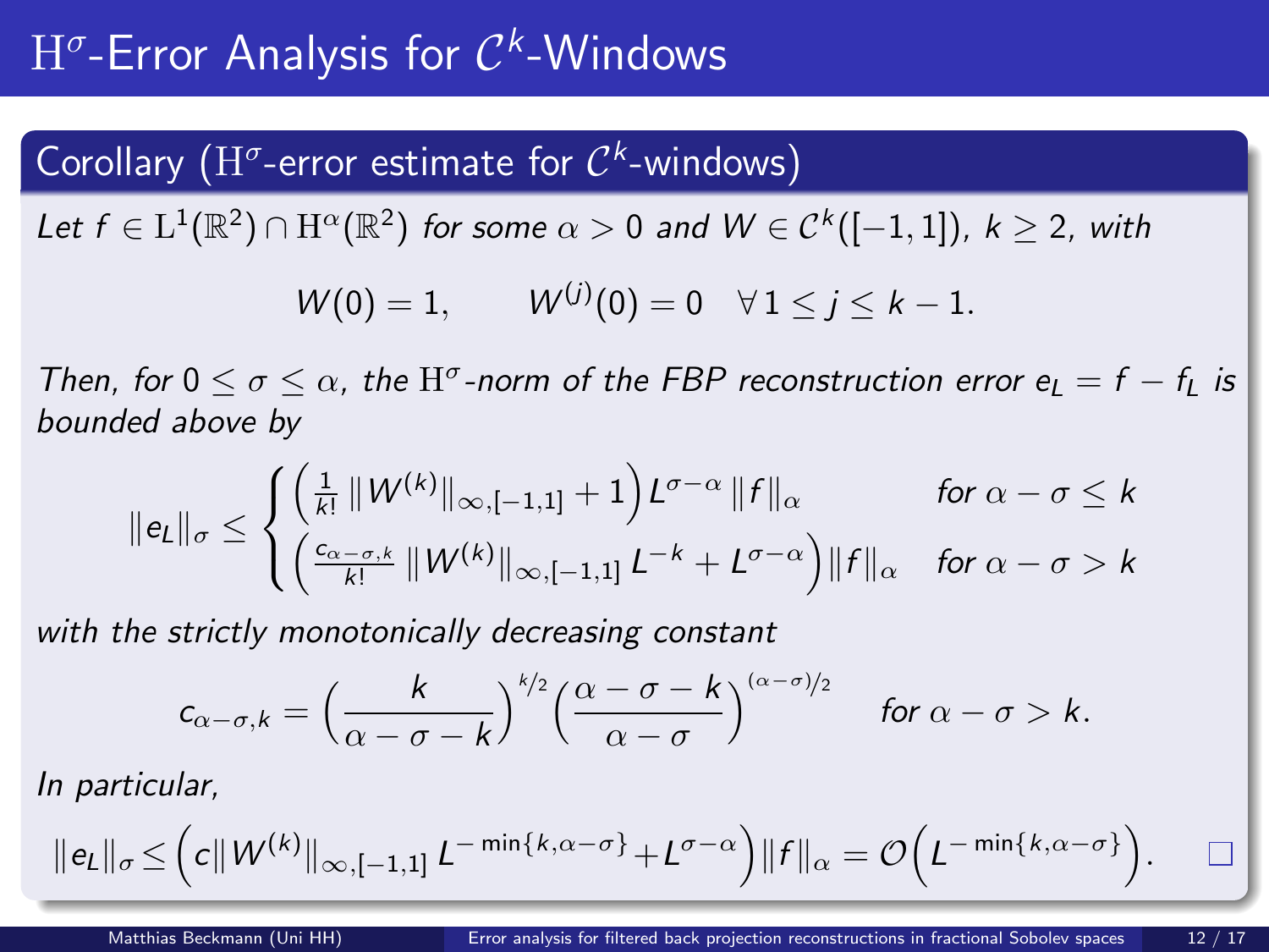# $\mathrm{H}^\sigma$-Error Analysis for $\mathcal{C}^k$-Windows

## Corollary ($\mathrm{H}^\sigma$-error estimate for $\mathcal{C}^k$-windows)

*Let $f \in \mathrm{L}^1(\mathbb{R}^2) \cap \mathrm{H}^\alpha(\mathbb{R}^2)$ for some $\alpha > 0$ and $W \in \mathcal{C}^k([-1,1])$, $k \geq 2$, with*

$$W(0) = 1, \qquad W^{(j)}(0) = 0 \quad \forall\, 1 \leq j \leq k-1.$$

*Then, for $0 \leq \sigma \leq \alpha$, the $\mathrm{H}^\sigma$-norm of the FBP reconstruction error $e_L = f - f_L$ is bounded above by*

$$\|e_L\|_\sigma \leq \begin{cases} \left(\frac{1}{k!}\, \|W^{(k)}\|_{\infty,[-1,1]} + 1\right) L^{\sigma-\alpha}\, \|f\|_\alpha & \text{for } \alpha - \sigma \leq k \\ \left(\frac{c_{\alpha-\sigma,k}}{k!}\, \|W^{(k)}\|_{\infty,[-1,1]}\, L^{-k} + L^{\sigma-\alpha}\right) \|f\|_\alpha & \text{for } \alpha - \sigma > k \end{cases}$$

*with the strictly monotonically decreasing constant*

$$c_{\alpha-\sigma,k} = \left(\frac{k}{\alpha - \sigma - k}\right)^{k/2} \left(\frac{\alpha - \sigma - k}{\alpha - \sigma}\right)^{(\alpha-\sigma)/2} \quad \text{for } \alpha - \sigma > k.$$

*In particular,*

$$\|e_L\|_\sigma \leq \left(c\|W^{(k)}\|_{\infty,[-1,1]}\, L^{-\min\{k,\alpha-\sigma\}} + L^{\sigma-\alpha}\right) \|f\|_\alpha = \mathcal{O}\left(L^{-\min\{k,\alpha-\sigma\}}\right). \qquad \square$$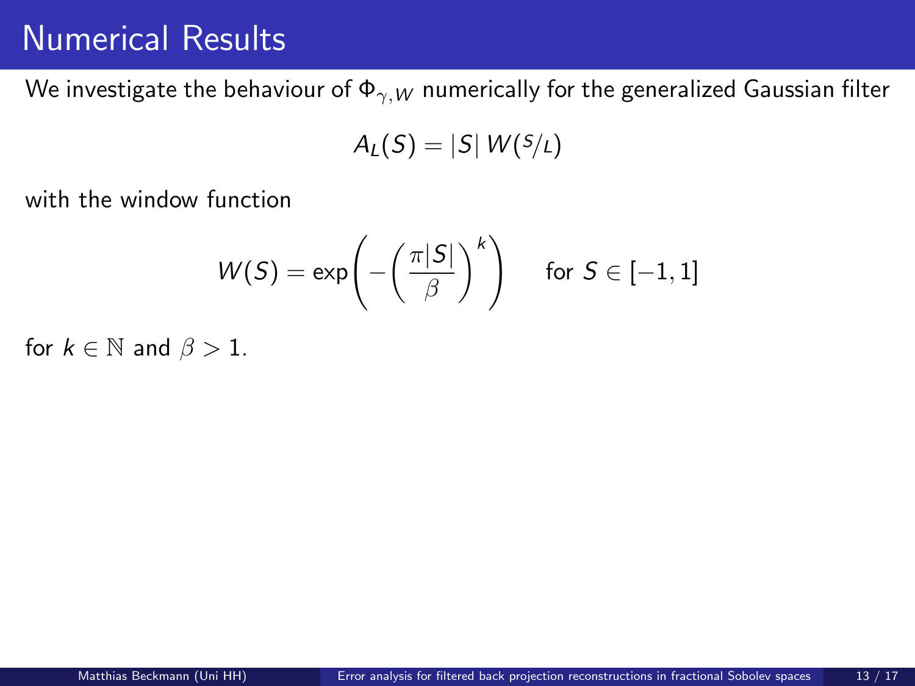# Numerical Results

We investigate the behaviour of $\Phi_{\gamma,W}$ numerically for the generalized Gaussian filter

$$A_L(S) = |S| \, W(S/L)$$

with the window function

$$W(S) = \exp\left(-\left(\frac{\pi|S|}{\beta}\right)^k\right) \quad \text{for } S \in [-1, 1]$$

for $k \in \mathbb{N}$ and $\beta > 1$.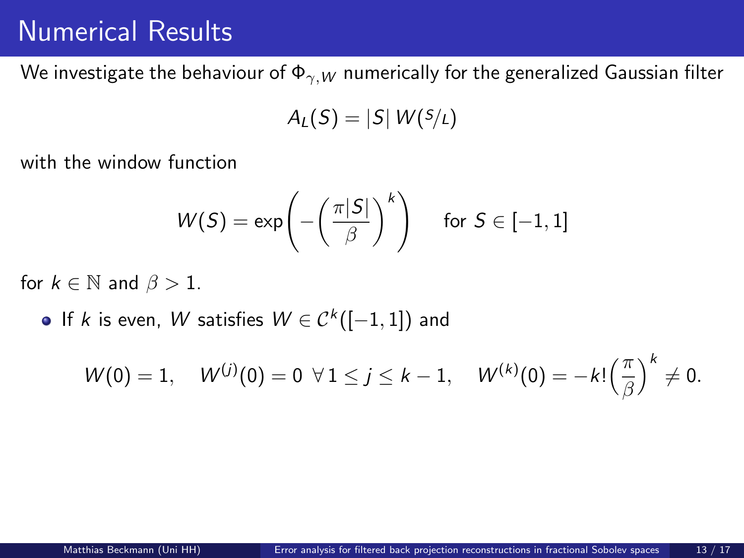# Numerical Results

We investigate the behaviour of $\Phi_{\gamma,W}$ numerically for the generalized Gaussian filter

$$A_L(S) = |S|\, W(S/L)$$

with the window function

$$W(S) = \exp\left(-\left(\frac{\pi|S|}{\beta}\right)^k\right) \quad \text{for } S \in [-1,1]$$

for $k \in \mathbb{N}$ and $\beta > 1$.

- If $k$ is even, $W$ satisfies $W \in \mathcal{C}^k([-1,1])$ and

$$W(0) = 1, \quad W^{(j)}(0) = 0 \ \forall\, 1 \leq j \leq k-1, \quad W^{(k)}(0) = -k!\left(\frac{\pi}{\beta}\right)^k \neq 0.$$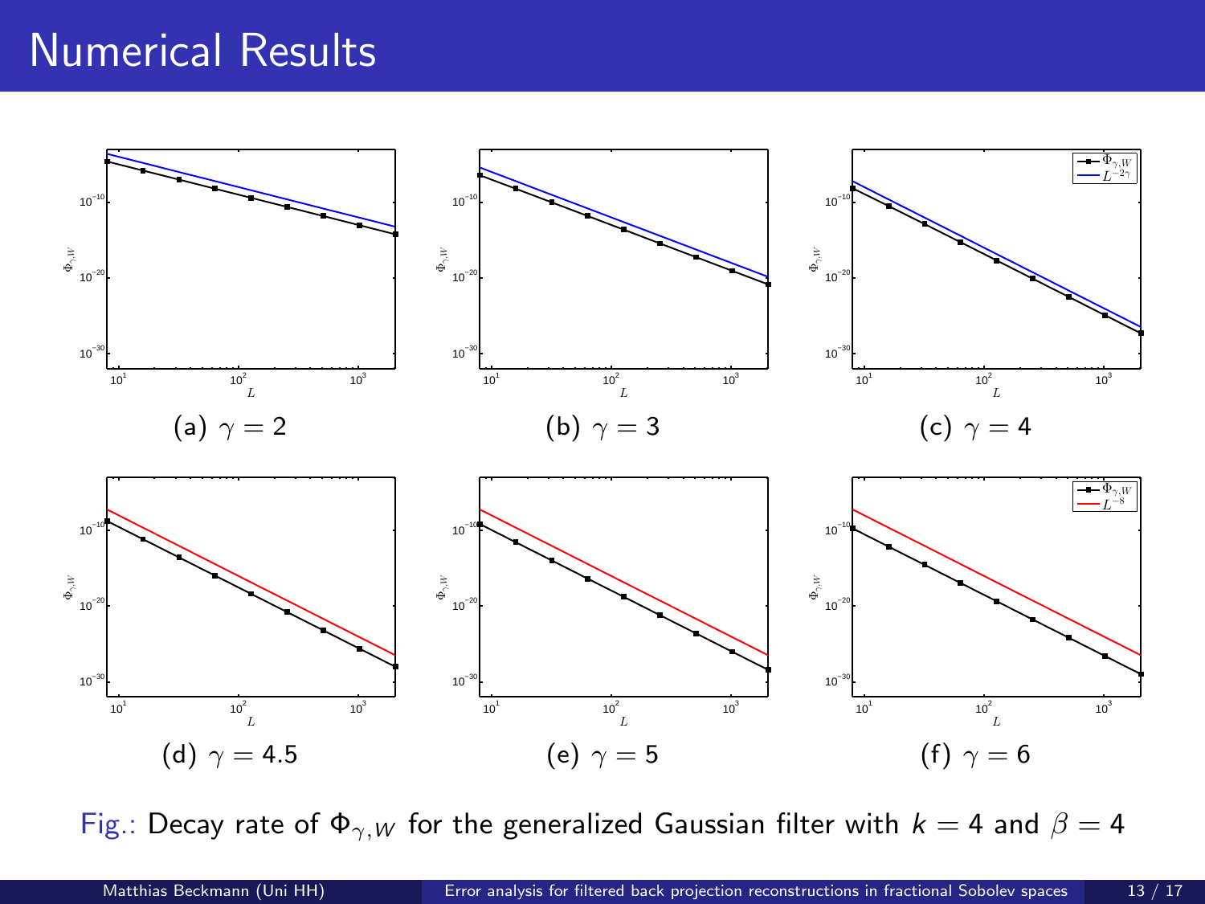# Numerical Results

(a) $\gamma = 2$

(b) $\gamma = 3$

(c) $\gamma = 4$

(d) $\gamma = 4.5$

(e) $\gamma = 5$

(f) $\gamma = 6$

Fig.: Decay rate of $\Phi_{\gamma,W}$ for the generalized Gaussian filter with $k = 4$ and $\beta = 4$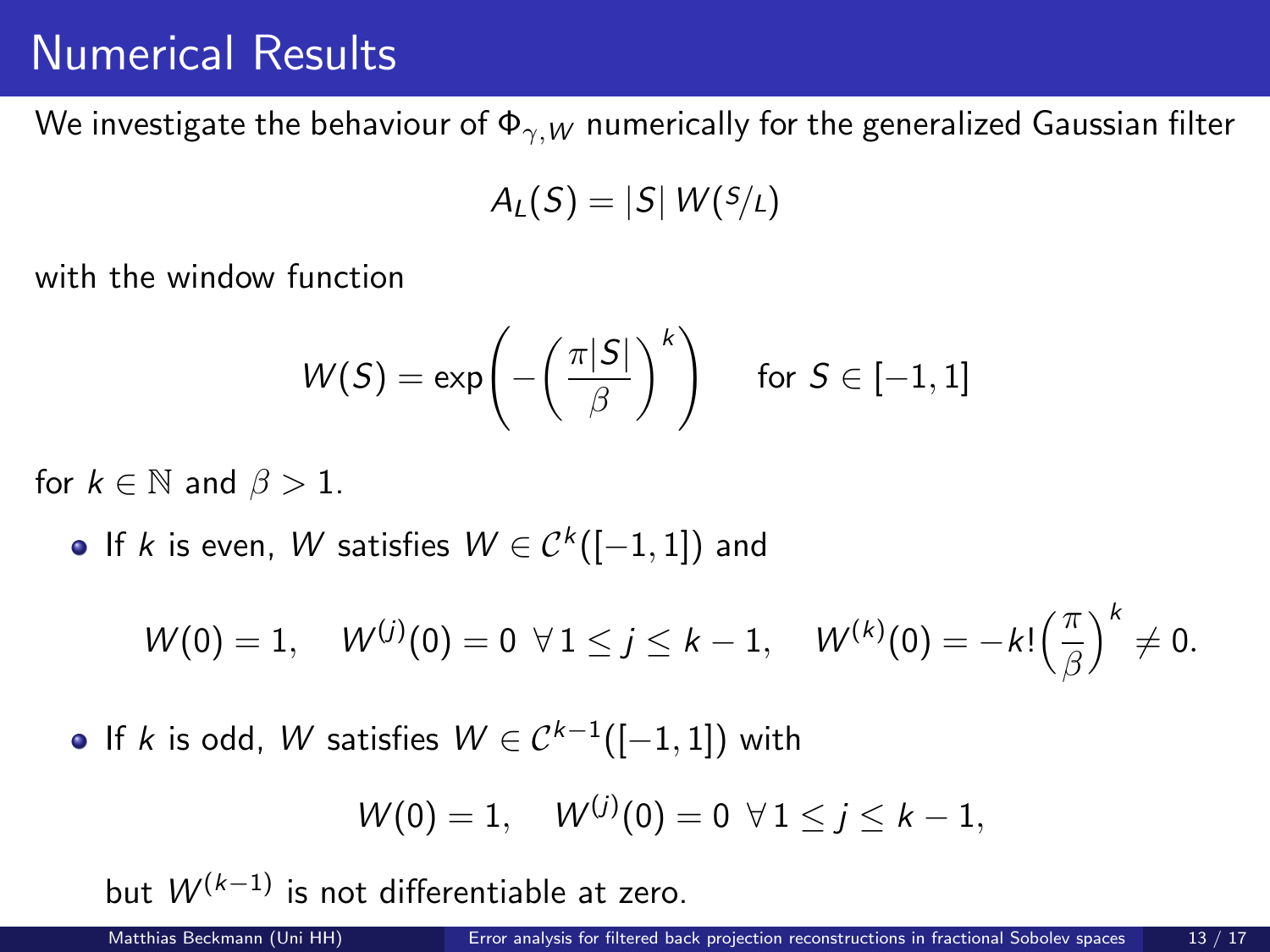# Numerical Results

We investigate the behaviour of $\Phi_{\gamma,W}$ numerically for the generalized Gaussian filter

$$A_L(S) = |S| \, W(S/L)$$

with the window function

$$W(S) = \exp\left(-\left(\frac{\pi|S|}{\beta}\right)^k\right) \quad \text{for } S \in [-1,1]$$

for $k \in \mathbb{N}$ and $\beta > 1$.

- If $k$ is even, $W$ satisfies $W \in \mathcal{C}^k([-1,1])$ and

$$W(0) = 1, \quad W^{(j)}(0) = 0 \ \forall \, 1 \leq j \leq k-1, \quad W^{(k)}(0) = -k!\left(\frac{\pi}{\beta}\right)^k \neq 0.$$

- If $k$ is odd, $W$ satisfies $W \in \mathcal{C}^{k-1}([-1,1])$ with

$$W(0) = 1, \quad W^{(j)}(0) = 0 \ \forall \, 1 \leq j \leq k-1,$$

  but $W^{(k-1)}$ is not differentiable at zero.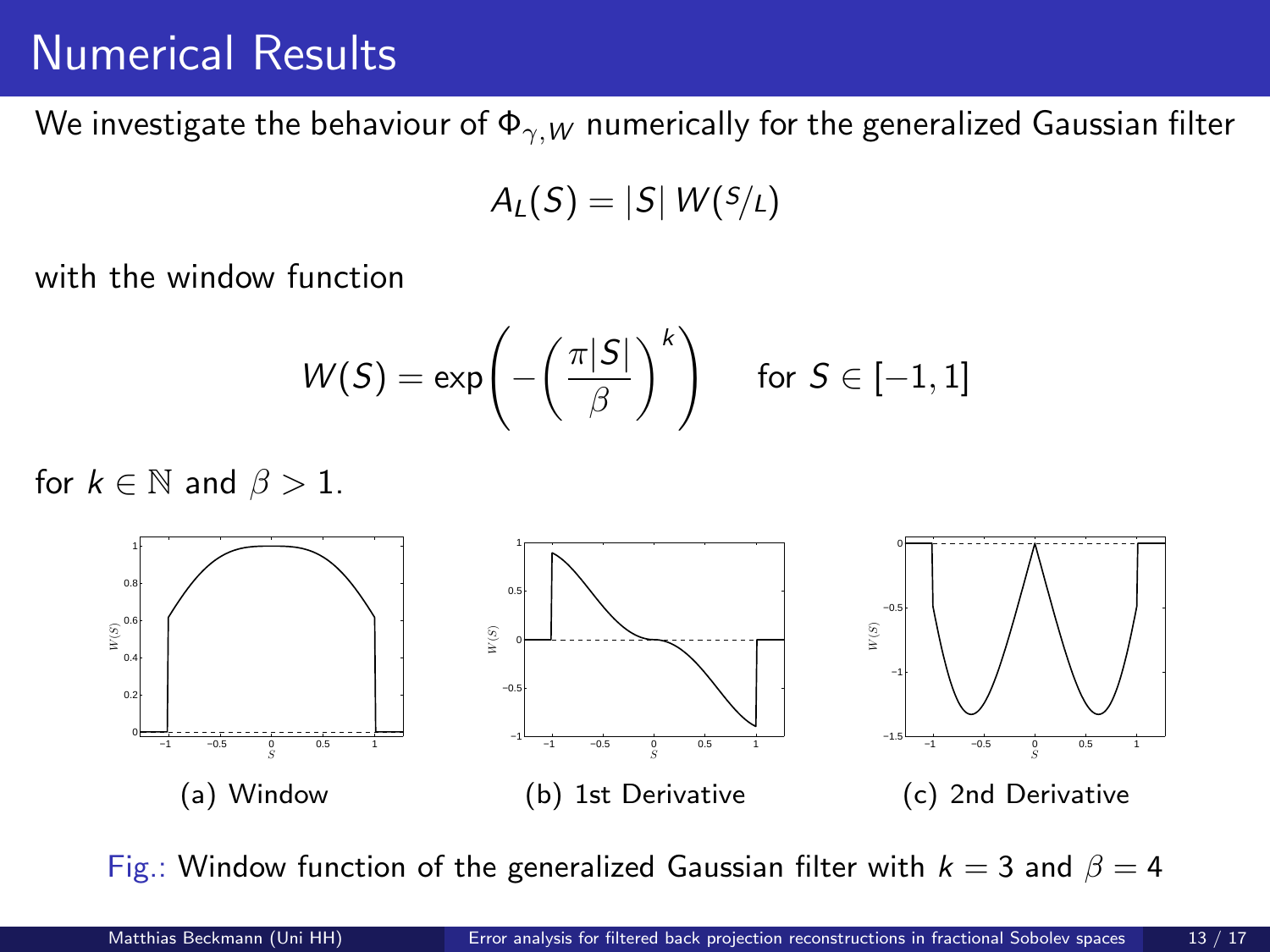# Numerical Results

We investigate the behaviour of $\Phi_{\gamma,W}$ numerically for the generalized Gaussian filter

$$A_L(S) = |S| \, W(S/L)$$

with the window function

$$W(S) = \exp\left(-\left(\frac{\pi|S|}{\beta}\right)^k\right) \quad \text{for } S \in [-1,1]$$

for $k \in \mathbb{N}$ and $\beta > 1$.

(a) Window

(b) 1st Derivative

(c) 2nd Derivative

Fig.: Window function of the generalized Gaussian filter with $k = 3$ and $\beta = 4$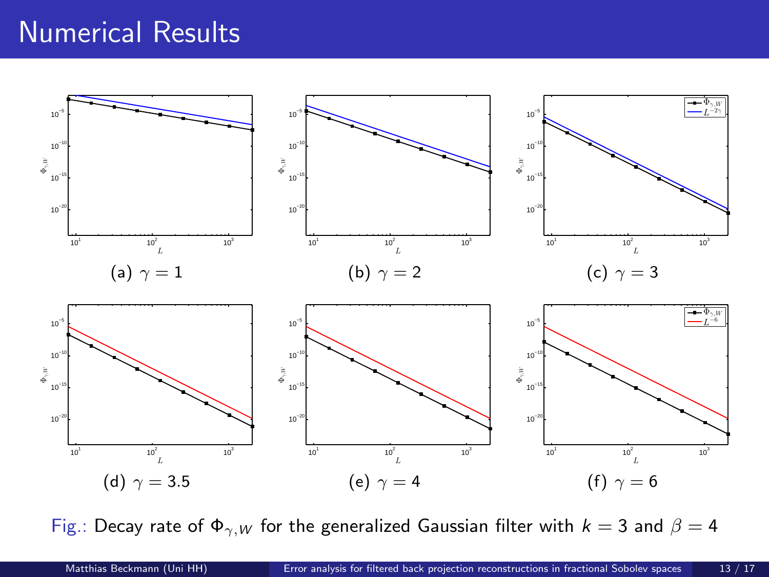# Numerical Results

(a) $\gamma = 1$

(b) $\gamma = 2$

(c) $\gamma = 3$

(d) $\gamma = 3.5$

(e) $\gamma = 4$

(f) $\gamma = 6$

Fig.: Decay rate of $\Phi_{\gamma,W}$ for the generalized Gaussian filter with $k = 3$ and $\beta = 4$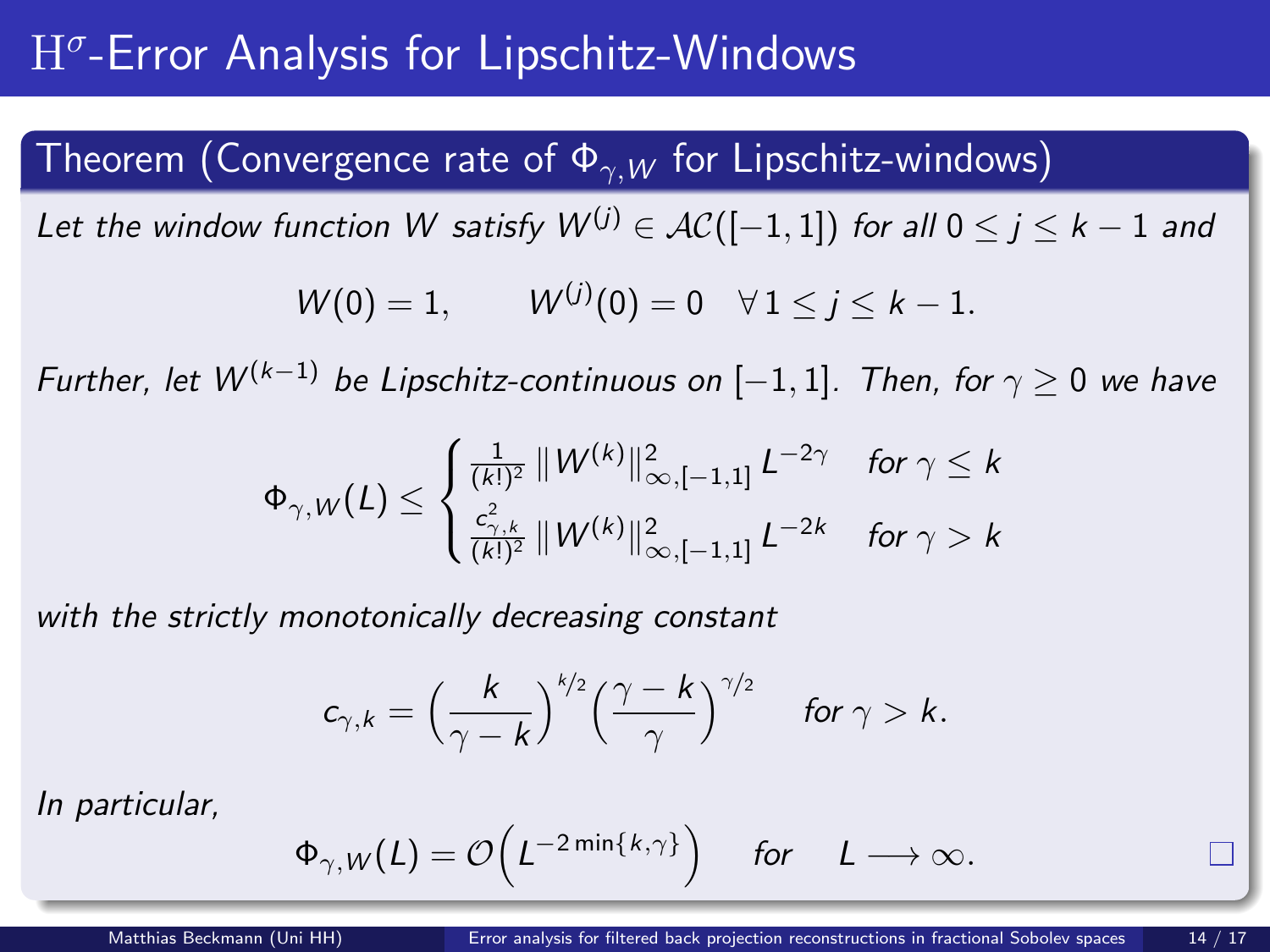# $\mathrm{H}^\sigma$-Error Analysis for Lipschitz-Windows

## Theorem (Convergence rate of $\Phi_{\gamma,W}$ for Lipschitz-windows)

*Let the window function $W$ satisfy $W^{(j)} \in \mathcal{AC}([-1,1])$ for all $0 \leq j \leq k-1$ and*

$$W(0) = 1, \qquad W^{(j)}(0) = 0 \quad \forall\, 1 \leq j \leq k-1.$$

*Further, let $W^{(k-1)}$ be Lipschitz-continuous on $[-1,1]$. Then, for $\gamma \geq 0$ we have*

$$\Phi_{\gamma,W}(L) \leq \begin{cases} \frac{1}{(k!)^2} \, \|W^{(k)}\|_{\infty,[-1,1]}^2 \, L^{-2\gamma} & \text{for } \gamma \leq k \\ \frac{c_{\gamma,k}^2}{(k!)^2} \, \|W^{(k)}\|_{\infty,[-1,1]}^2 \, L^{-2k} & \text{for } \gamma > k \end{cases}$$

*with the strictly monotonically decreasing constant*

$$c_{\gamma,k} = \Big(\frac{k}{\gamma-k}\Big)^{k/2} \Big(\frac{\gamma-k}{\gamma}\Big)^{\gamma/2} \quad \text{for } \gamma > k.$$

*In particular,*

$$\Phi_{\gamma,W}(L) = \mathcal{O}\Big(L^{-2\min\{k,\gamma\}}\Big) \quad \text{for} \quad L \longrightarrow \infty.$$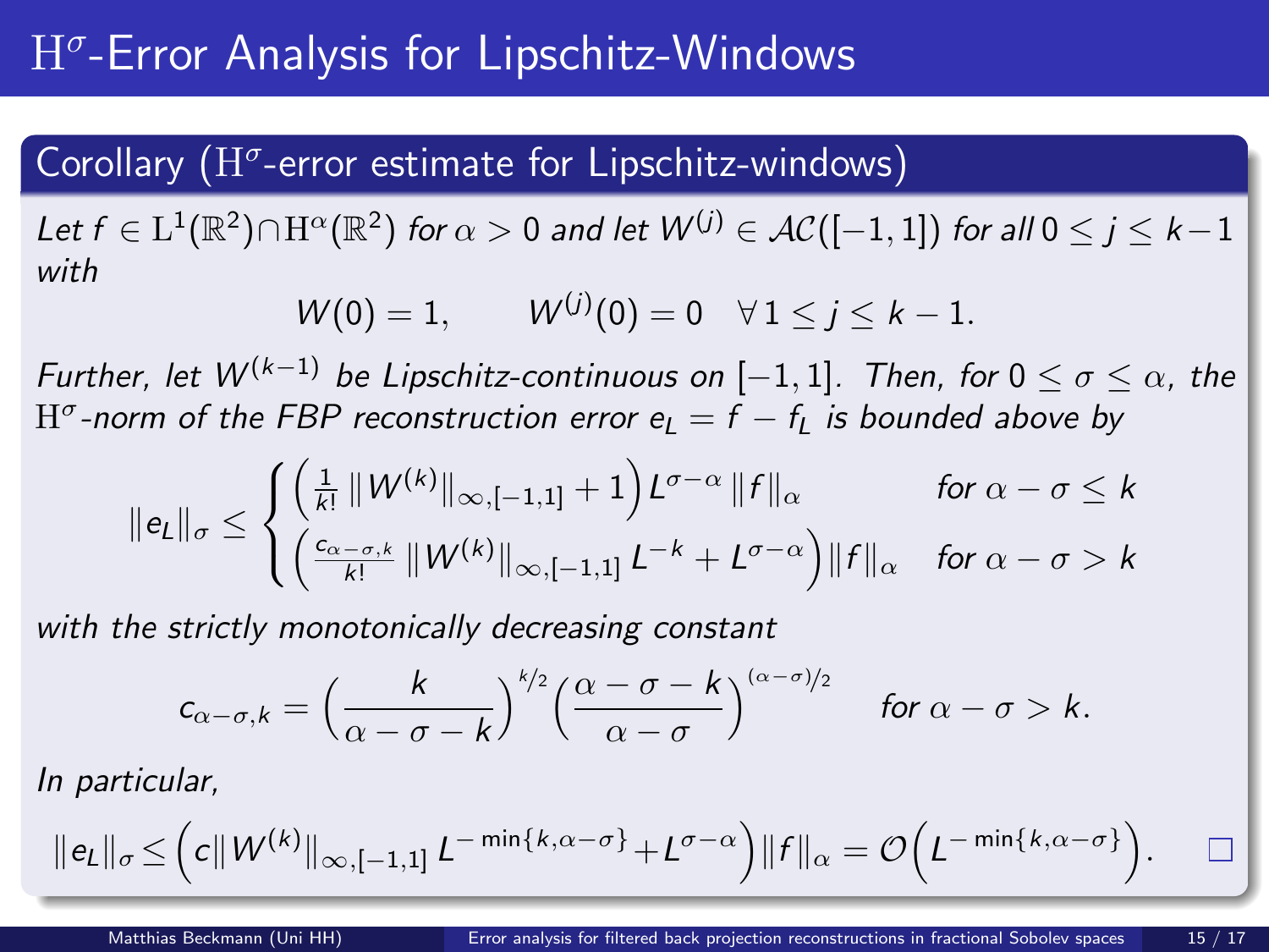# $\mathrm{H}^\sigma$-Error Analysis for Lipschitz-Windows

## Corollary ($\mathrm{H}^\sigma$-error estimate for Lipschitz-windows)

*Let $f \in \mathrm{L}^1(\mathbb{R}^2) \cap \mathrm{H}^\alpha(\mathbb{R}^2)$ for $\alpha > 0$ and let $W^{(j)} \in \mathcal{AC}([-1,1])$ for all $0 \leq j \leq k-1$ with*

$$W(0) = 1, \qquad W^{(j)}(0) = 0 \quad \forall\, 1 \leq j \leq k-1.$$

*Further, let $W^{(k-1)}$ be Lipschitz-continuous on $[-1,1]$. Then, for $0 \leq \sigma \leq \alpha$, the $\mathrm{H}^\sigma$-norm of the FBP reconstruction error $e_L = f - f_L$ is bounded above by*

$$\|e_L\|_\sigma \leq \begin{cases} \left(\frac{1}{k!}\, \|W^{(k)}\|_{\infty,[-1,1]} + 1\right) L^{\sigma-\alpha}\, \|f\|_\alpha & \text{for } \alpha - \sigma \leq k \\ \left(\frac{c_{\alpha-\sigma,k}}{k!}\, \|W^{(k)}\|_{\infty,[-1,1]}\, L^{-k} + L^{\sigma-\alpha}\right) \|f\|_\alpha & \text{for } \alpha - \sigma > k \end{cases}$$

*with the strictly monotonically decreasing constant*

$$c_{\alpha-\sigma,k} = \left(\frac{k}{\alpha - \sigma - k}\right)^{k/2} \left(\frac{\alpha - \sigma - k}{\alpha - \sigma}\right)^{(\alpha-\sigma)/2} \qquad \text{for } \alpha - \sigma > k.$$

*In particular,*

$$\|e_L\|_\sigma \leq \left(c \|W^{(k)}\|_{\infty,[-1,1]}\, L^{-\min\{k,\alpha-\sigma\}} + L^{\sigma-\alpha}\right) \|f\|_\alpha = \mathcal{O}\left(L^{-\min\{k,\alpha-\sigma\}}\right). \qquad \square$$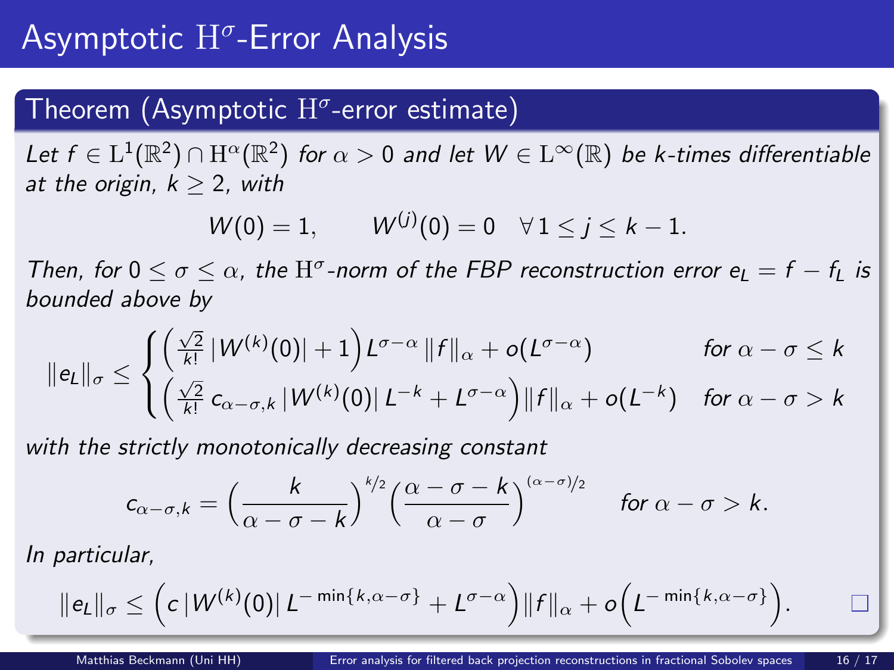# Asymptotic $\mathrm{H}^\sigma$-Error Analysis

## Theorem (Asymptotic $\mathrm{H}^\sigma$-error estimate)

*Let $f \in \mathrm{L}^1(\mathbb{R}^2) \cap \mathrm{H}^\alpha(\mathbb{R}^2)$ for $\alpha > 0$ and let $W \in \mathrm{L}^\infty(\mathbb{R})$ be $k$-times differentiable at the origin, $k \geq 2$, with*

$$W(0) = 1, \qquad W^{(j)}(0) = 0 \quad \forall\, 1 \leq j \leq k-1.$$

*Then, for $0 \leq \sigma \leq \alpha$, the $\mathrm{H}^\sigma$-norm of the FBP reconstruction error $e_L = f - f_L$ is bounded above by*

$$\|e_L\|_\sigma \leq \begin{cases} \Big(\frac{\sqrt{2}}{k!}\,|W^{(k)}(0)| + 1\Big) L^{\sigma-\alpha}\,\|f\|_\alpha + o(L^{\sigma-\alpha}) & \text{for } \alpha - \sigma \leq k \\ \Big(\frac{\sqrt{2}}{k!}\,c_{\alpha-\sigma,k}\,|W^{(k)}(0)|\,L^{-k} + L^{\sigma-\alpha}\Big)\|f\|_\alpha + o(L^{-k}) & \text{for } \alpha - \sigma > k \end{cases}$$

*with the strictly monotonically decreasing constant*

$$c_{\alpha-\sigma,k} = \Big(\frac{k}{\alpha-\sigma-k}\Big)^{k/2}\Big(\frac{\alpha-\sigma-k}{\alpha-\sigma}\Big)^{(\alpha-\sigma)/2} \quad \text{for } \alpha - \sigma > k.$$

*In particular,*

$$\|e_L\|_\sigma \leq \Big(c\,|W^{(k)}(0)|\,L^{-\min\{k,\alpha-\sigma\}} + L^{\sigma-\alpha}\Big)\|f\|_\alpha + o\Big(L^{-\min\{k,\alpha-\sigma\}}\Big).$$

□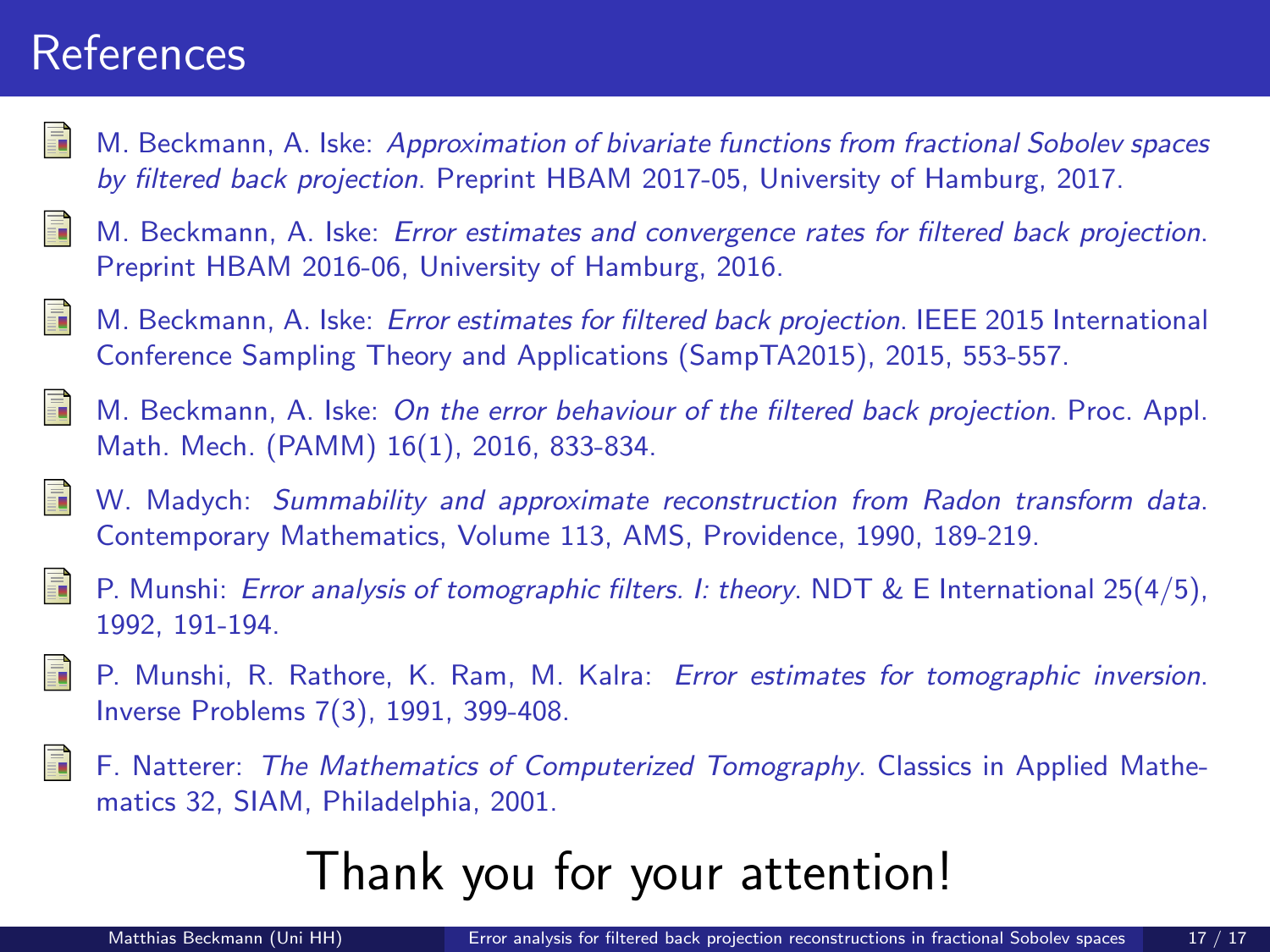# References

- M. Beckmann, A. Iske: *Approximation of bivariate functions from fractional Sobolev spaces by filtered back projection*. Preprint HBAM 2017-05, University of Hamburg, 2017.
- M. Beckmann, A. Iske: *Error estimates and convergence rates for filtered back projection*. Preprint HBAM 2016-06, University of Hamburg, 2016.
- M. Beckmann, A. Iske: *Error estimates for filtered back projection*. IEEE 2015 International Conference Sampling Theory and Applications (SampTA2015), 2015, 553-557.
- M. Beckmann, A. Iske: *On the error behaviour of the filtered back projection*. Proc. Appl. Math. Mech. (PAMM) 16(1), 2016, 833-834.
- W. Madych: *Summability and approximate reconstruction from Radon transform data*. Contemporary Mathematics, Volume 113, AMS, Providence, 1990, 189-219.
- P. Munshi: *Error analysis of tomographic filters. I: theory*. NDT & E International 25(4/5), 1992, 191-194.
- P. Munshi, R. Rathore, K. Ram, M. Kalra: *Error estimates for tomographic inversion*. Inverse Problems 7(3), 1991, 399-408.
- F. Natterer: *The Mathematics of Computerized Tomography*. Classics in Applied Mathematics 32, SIAM, Philadelphia, 2001.

Thank you for your attention!